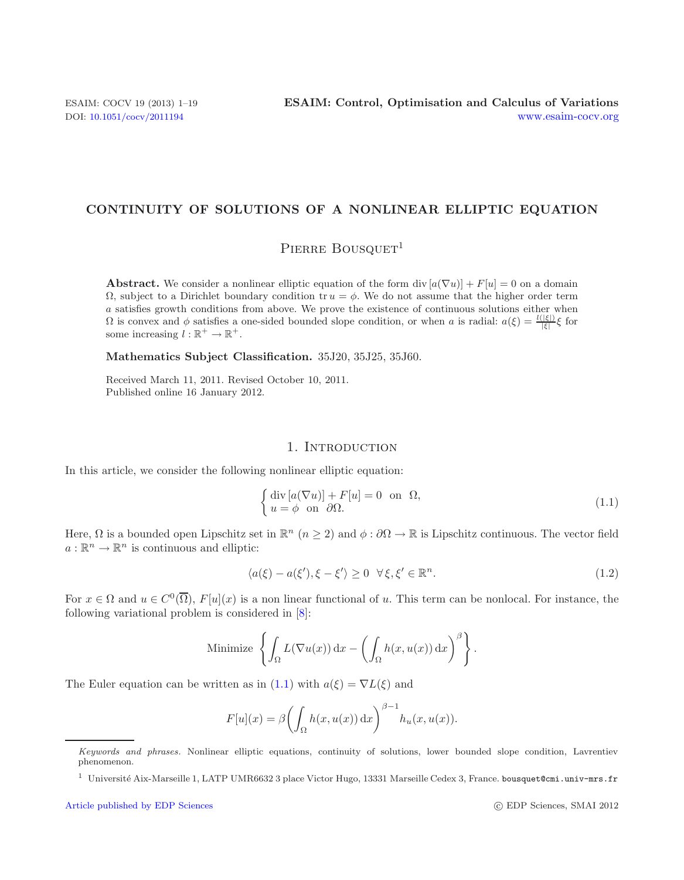# CONTINUITY OF SOLUTIONS OF A NONLINEAR ELLIPTIC EQUATION

Pierre Bousquet[1]

**Abstract.** We consider a nonlinear elliptic equation of the form $\operatorname{div}[a(\nabla u)] + F[u] = 0$ on a domain $\Omega$, subject to a Dirichlet boundary condition $\operatorname{tr} u = \phi$. We do not assume that the higher order term $a$ satisfies growth conditions from above. We prove the existence of continuous solutions either when $\Omega$ is convex and $\phi$ satisfies a one-sided bounded slope condition, or when $a$ is radial: $a(\xi) = \frac{l(|\xi|)}{|\xi|}\xi$ for some increasing $l : \mathbb{R}^+ \to \mathbb{R}^+$.

**Mathematics Subject Classification.** 35J20, 35J25, 35J60.

Received March 11, 2011. Revised October 10, 2011.
Published online 16 January 2012.

## 1. Introduction

In this article, we consider the following nonlinear elliptic equation:

$$\begin{cases} \operatorname{div}[a(\nabla u)] + F[u] = 0 & \text{on } \Omega, \\ u = \phi & \text{on } \partial\Omega. \end{cases} \tag{1.1}$$

Here, $\Omega$ is a bounded open Lipschitz set in $\mathbb{R}^n$ ($n \geq 2$) and $\phi : \partial\Omega \to \mathbb{R}$ is Lipschitz continuous. The vector field $a : \mathbb{R}^n \to \mathbb{R}^n$ is continuous and elliptic:

$$\langle a(\xi) - a(\xi'), \xi - \xi' \rangle \geq 0 \quad \forall \xi, \xi' \in \mathbb{R}^n. \tag{1.2}$$

For $x \in \Omega$ and $u \in C^0(\overline{\Omega})$, $F[u](x)$ is a non linear functional of $u$. This term can be nonlocal. For instance, the following variational problem is considered in [8]:

$$\text{Minimize } \left\{ \int_\Omega L(\nabla u(x))\,\mathrm{d}x - \left( \int_\Omega h(x, u(x))\,\mathrm{d}x \right)^\beta \right\}.$$

The Euler equation can be written as in (1.1) with $a(\xi) = \nabla L(\xi)$ and

$$F[u](x) = \beta \left( \int_\Omega h(x, u(x))\,\mathrm{d}x \right)^{\beta - 1} h_u(x, u(x)).$$

*Keywords and phrases.* Nonlinear elliptic equations, continuity of solutions, lower bounded slope condition, Lavrentiev phenomenon.

[1] Université Aix-Marseille 1, LATP UMR6632 3 place Victor Hugo, 13331 Marseille Cedex 3, France. bousquet@cmi.univ-mrs.fr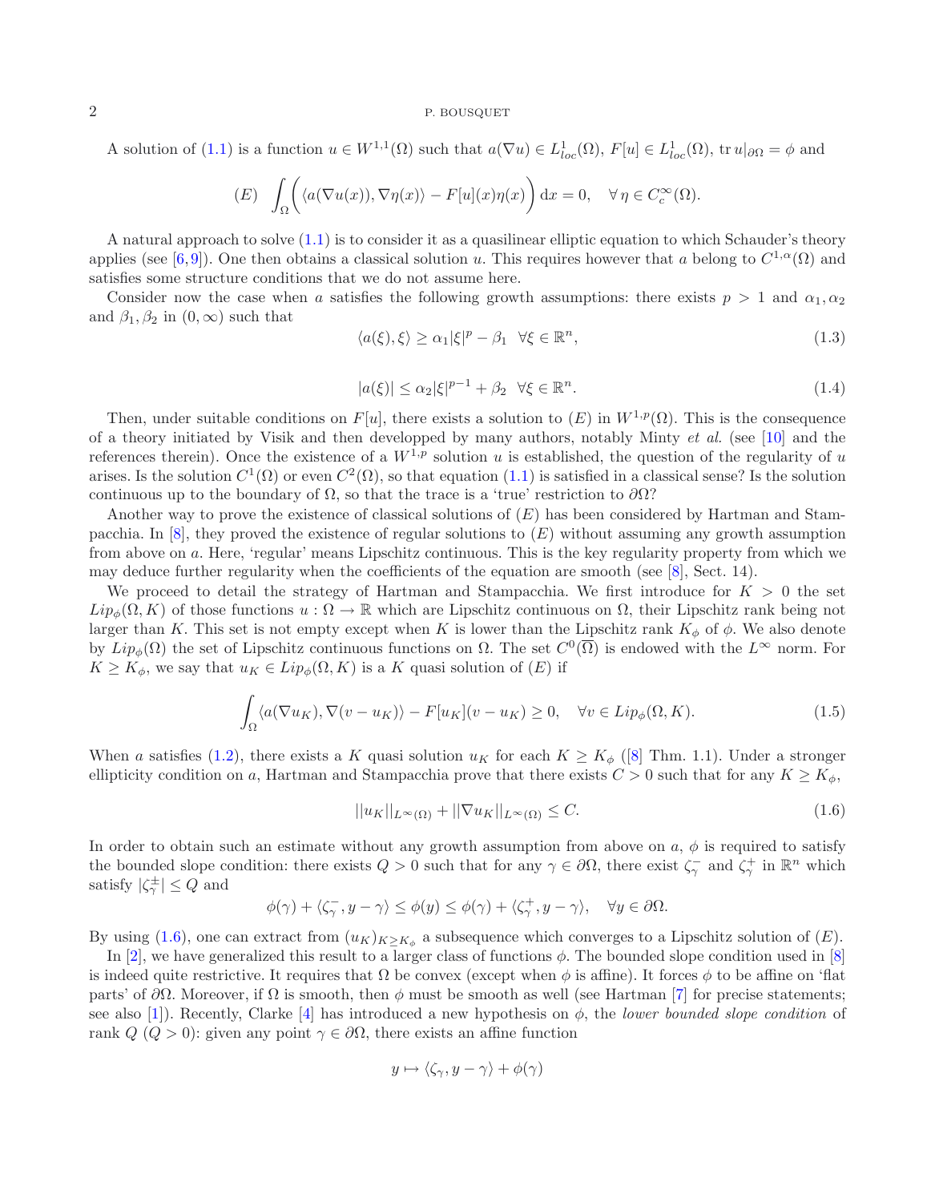A solution of (1.1) is a function $u \in W^{1,1}(\Omega)$ such that $a(\nabla u) \in L^1_{loc}(\Omega)$, $F[u] \in L^1_{loc}(\Omega)$, $\operatorname{tr} u|_{\partial\Omega} = \phi$ and

$$(E) \quad \int_\Omega \bigg( \langle a(\nabla u(x)), \nabla \eta(x) \rangle - F[u](x)\eta(x) \bigg) \,\mathrm{d}x = 0, \quad \forall \eta \in C^\infty_c(\Omega).$$

A natural approach to solve (1.1) is to consider it as a quasilinear elliptic equation to which Schauder's theory applies (see [6,9]). One then obtains a classical solution $u$. This requires however that $a$ belong to $C^{1,\alpha}(\Omega)$ and satisfies some structure conditions that we do not assume here.

Consider now the case when $a$ satisfies the following growth assumptions: there exists $p > 1$ and $\alpha_1, \alpha_2$ and $\beta_1, \beta_2$ in $(0, \infty)$ such that

$$\langle a(\xi), \xi \rangle \geq \alpha_1 |\xi|^p - \beta_1 \quad \forall \xi \in \mathbb{R}^n, \tag{1.3}$$

$$|a(\xi)| \leq \alpha_2 |\xi|^{p-1} + \beta_2 \quad \forall \xi \in \mathbb{R}^n. \tag{1.4}$$

Then, under suitable conditions on $F[u]$, there exists a solution to $(E)$ in $W^{1,p}(\Omega)$. This is the consequence of a theory initiated by Visik and then developped by many authors, notably Minty *et al.* (see [10] and the references therein). Once the existence of a $W^{1,p}$ solution $u$ is established, the question of the regularity of $u$ arises. Is the solution $C^1(\Omega)$ or even $C^2(\Omega)$, so that equation (1.1) is satisfied in a classical sense? Is the solution continuous up to the boundary of $\Omega$, so that the trace is a 'true' restriction to $\partial\Omega$?

Another way to prove the existence of classical solutions of $(E)$ has been considered by Hartman and Stampacchia. In [8], they proved the existence of regular solutions to $(E)$ without assuming any growth assumption from above on $a$. Here, 'regular' means Lipschitz continuous. This is the key regularity property from which we may deduce further regularity when the coefficients of the equation are smooth (see [8], Sect. 14).

We proceed to detail the strategy of Hartman and Stampacchia. We first introduce for $K > 0$ the set $Lip_\phi(\Omega, K)$ of those functions $u : \Omega \to \mathbb{R}$ which are Lipschitz continuous on $\Omega$, their Lipschitz rank being not larger than $K$. This set is not empty except when $K$ is lower than the Lipschitz rank $K_\phi$ of $\phi$. We also denote by $Lip_\phi(\Omega)$ the set of Lipschitz continuous functions on $\Omega$. The set $C^0(\overline{\Omega})$ is endowed with the $L^\infty$ norm. For $K \geq K_\phi$, we say that $u_K \in Lip_\phi(\Omega, K)$ is a $K$ quasi solution of $(E)$ if

$$\int_\Omega \langle a(\nabla u_K), \nabla(v - u_K) \rangle - F[u_K](v - u_K) \geq 0, \quad \forall v \in Lip_\phi(\Omega, K). \tag{1.5}$$

When $a$ satisfies (1.2), there exists a $K$ quasi solution $u_K$ for each $K \geq K_\phi$ ([8] Thm. 1.1). Under a stronger ellipticity condition on $a$, Hartman and Stampacchia prove that there exists $C > 0$ such that for any $K \geq K_\phi$,

$$||u_K||_{L^\infty(\Omega)} + ||\nabla u_K||_{L^\infty(\Omega)} \leq C. \tag{1.6}$$

In order to obtain such an estimate without any growth assumption from above on $a$, $\phi$ is required to satisfy the bounded slope condition: there exists $Q > 0$ such that for any $\gamma \in \partial\Omega$, there exist $\zeta^-_\gamma$ and $\zeta^+_\gamma$ in $\mathbb{R}^n$ which satisfy $|\zeta^\pm_\gamma| \leq Q$ and

$$\phi(\gamma) + \langle \zeta^-_\gamma, y - \gamma \rangle \leq \phi(y) \leq \phi(\gamma) + \langle \zeta^+_\gamma, y - \gamma \rangle, \quad \forall y \in \partial\Omega.$$

By using (1.6), one can extract from $(u_K)_{K \geq K_\phi}$ a subsequence which converges to a Lipschitz solution of $(E)$.

In [2], we have generalized this result to a larger class of functions $\phi$. The bounded slope condition used in [8] is indeed quite restrictive. It requires that $\Omega$ be convex (except when $\phi$ is affine). It forces $\phi$ to be affine on 'flat parts' of $\partial\Omega$. Moreover, if $\Omega$ is smooth, then $\phi$ must be smooth as well (see Hartman [7] for precise statements; see also [1]). Recently, Clarke [4] has introduced a new hypothesis on $\phi$, the *lower bounded slope condition* of rank $Q$ ($Q > 0$): given any point $\gamma \in \partial\Omega$, there exists an affine function

$$y \mapsto \langle \zeta_\gamma, y - \gamma \rangle + \phi(\gamma)$$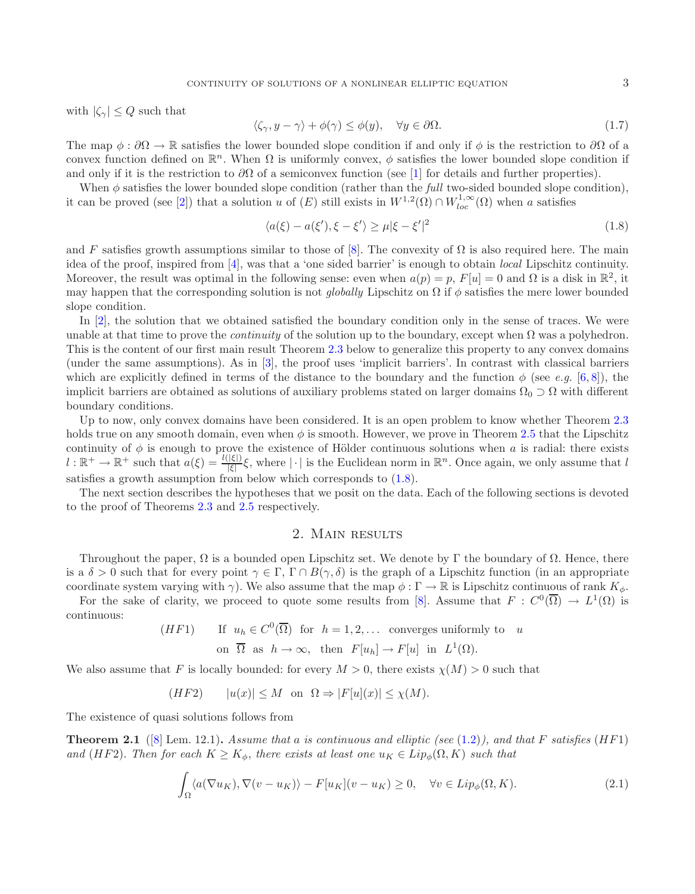with $|\zeta_\gamma| \le Q$ such that

$$\langle \zeta_\gamma, y - \gamma \rangle + \phi(\gamma) \le \phi(y), \quad \forall y \in \partial\Omega. \tag{1.7}$$

The map $\phi : \partial\Omega \to \mathbb{R}$ satisfies the lower bounded slope condition if and only if $\phi$ is the restriction to $\partial\Omega$ of a convex function defined on $\mathbb{R}^n$. When $\Omega$ is uniformly convex, $\phi$ satisfies the lower bounded slope condition if and only if it is the restriction to $\partial\Omega$ of a semiconvex function (see [1] for details and further properties).

When $\phi$ satisfies the lower bounded slope condition (rather than the *full* two-sided bounded slope condition), it can be proved (see [2]) that a solution $u$ of $(E)$ still exists in $W^{1,2}(\Omega) \cap W^{1,\infty}_{loc}(\Omega)$ when $a$ satisfies

$$\langle a(\xi) - a(\xi'), \xi - \xi' \rangle \ge \mu |\xi - \xi'|^2 \tag{1.8}$$

and $F$ satisfies growth assumptions similar to those of [8]. The convexity of $\Omega$ is also required here. The main idea of the proof, inspired from [4], was that a 'one sided barrier' is enough to obtain *local* Lipschitz continuity. Moreover, the result was optimal in the following sense: even when $a(p) = p$, $F[u] = 0$ and $\Omega$ is a disk in $\mathbb{R}^2$, it may happen that the corresponding solution is not *globally* Lipschitz on $\Omega$ if $\phi$ satisfies the mere lower bounded slope condition.

In [2], the solution that we obtained satisfied the boundary condition only in the sense of traces. We were unable at that time to prove the *continuity* of the solution up to the boundary, except when $\Omega$ was a polyhedron. This is the content of our first main result Theorem 2.3 below to generalize this property to any convex domains (under the same assumptions). As in [3], the proof uses 'implicit barriers'. In contrast with classical barriers which are explicitly defined in terms of the distance to the boundary and the function $\phi$ (see *e.g.* [6, 8]), the implicit barriers are obtained as solutions of auxiliary problems stated on larger domains $\Omega_0 \supset \Omega$ with different boundary conditions.

Up to now, only convex domains have been considered. It is an open problem to know whether Theorem 2.3 holds true on any smooth domain, even when $\phi$ is smooth. However, we prove in Theorem 2.5 that the Lipschitz continuity of $\phi$ is enough to prove the existence of Hölder continuous solutions when $a$ is radial: there exists $l : \mathbb{R}^+ \to \mathbb{R}^+$ such that $a(\xi) = \frac{l(|\xi|)}{|\xi|}\xi$, where $|\cdot|$ is the Euclidean norm in $\mathbb{R}^n$. Once again, we only assume that $l$ satisfies a growth assumption from below which corresponds to (1.8).

The next section describes the hypotheses that we posit on the data. Each of the following sections is devoted to the proof of Theorems 2.3 and 2.5 respectively.

## 2. Main results

Throughout the paper, $\Omega$ is a bounded open Lipschitz set. We denote by $\Gamma$ the boundary of $\Omega$. Hence, there is a $\delta > 0$ such that for every point $\gamma \in \Gamma$, $\Gamma \cap B(\gamma, \delta)$ is the graph of a Lipschitz function (in an appropriate coordinate system varying with $\gamma$). We also assume that the map $\phi : \Gamma \to \mathbb{R}$ is Lipschitz continuous of rank $K_\phi$.

For the sake of clarity, we proceed to quote some results from [8]. Assume that $F : C^0(\overline{\Omega}) \to L^1(\Omega)$ is continuous:

$$(HF1) \qquad \text{If } u_h \in C^0(\overline{\Omega}) \text{ for } h = 1, 2, \ldots \text{ converges uniformly to } u \text{ on } \overline{\Omega} \text{ as } h \to \infty, \text{ then } F[u_h] \to F[u] \text{ in } L^1(\Omega).$$

We also assume that $F$ is locally bounded: for every $M > 0$, there exists $\chi(M) > 0$ such that

$$(HF2) \qquad |u(x)| \le M \text{ on } \Omega \Rightarrow |F[u](x)| \le \chi(M).$$

The existence of quasi solutions follows from

**Theorem 2.1** ([8] Lem. 12.1)**.** *Assume that $a$ is continuous and elliptic (see (1.2)), and that $F$ satisfies $(HF1)$ and $(HF2)$. Then for each $K \ge K_\phi$, there exists at least one $u_K \in Lip_\phi(\Omega, K)$ such that*

$$\int_\Omega \langle a(\nabla u_K), \nabla(v - u_K) \rangle - F[u_K](v - u_K) \ge 0, \quad \forall v \in Lip_\phi(\Omega, K). \tag{2.1}$$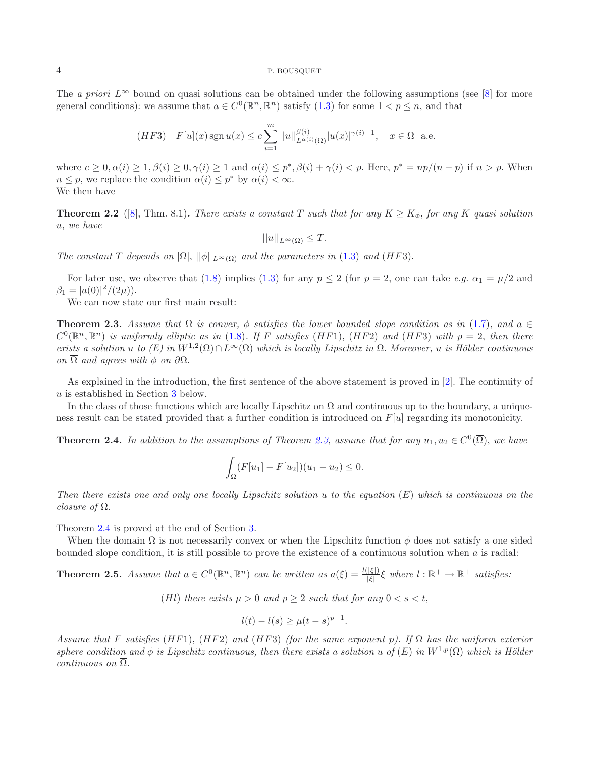The *a priori* $L^\infty$ bound on quasi solutions can be obtained under the following assumptions (see [8] for more general conditions): we assume that $a \in C^0(\mathbb{R}^n, \mathbb{R}^n)$ satisfy (1.3) for some $1 < p \leq n$, and that

$$(HF3) \quad F[u](x) \operatorname{sgn} u(x) \leq c \sum_{i=1}^{m} ||u||_{L^{\alpha(i)}(\Omega)}^{\beta(i)} |u(x)|^{\gamma(i)-1}, \quad x \in \Omega \text{ a.e.}$$

where $c \geq 0, \alpha(i) \geq 1, \beta(i) \geq 0, \gamma(i) \geq 1$ and $\alpha(i) \leq p^*, \beta(i) + \gamma(i) < p$. Here, $p^* = np/(n-p)$ if $n > p$. When $n \leq p$, we replace the condition $\alpha(i) \leq p^*$ by $\alpha(i) < \infty$.
We then have

**Theorem 2.2** ([8], Thm. 8.1). *There exists a constant $T$ such that for any $K \geq K_\phi$, for any $K$ quasi solution $u$, we have*

$$||u||_{L^\infty(\Omega)} \leq T.$$

*The constant $T$ depends on $|\Omega|$, $||\phi||_{L^\infty(\Omega)}$ and the parameters in (1.3) and $(HF3)$.*

For later use, we observe that (1.8) implies (1.3) for any $p \leq 2$ (for $p = 2$, one can take *e.g.* $\alpha_1 = \mu/2$ and $\beta_1 = |a(0)|^2/(2\mu)$).

We can now state our first main result:

**Theorem 2.3.** *Assume that $\Omega$ is convex, $\phi$ satisfies the lower bounded slope condition as in (1.7), and $a \in C^0(\mathbb{R}^n, \mathbb{R}^n)$ is uniformly elliptic as in (1.8). If $F$ satisfies $(HF1)$, $(HF2)$ and $(HF3)$ with $p = 2$, then there exists a solution $u$ to $(E)$ in $W^{1,2}(\Omega) \cap L^\infty(\Omega)$ which is locally Lipschitz in $\Omega$. Moreover, $u$ is Hölder continuous on $\overline{\Omega}$ and agrees with $\phi$ on $\partial\Omega$.*

As explained in the introduction, the first sentence of the above statement is proved in [2]. The continuity of $u$ is established in Section 3 below.

In the class of those functions which are locally Lipschitz on $\Omega$ and continuous up to the boundary, a uniqueness result can be stated provided that a further condition is introduced on $F[u]$ regarding its monotonicity.

**Theorem 2.4.** *In addition to the assumptions of Theorem 2.3, assume that for any $u_1, u_2 \in C^0(\overline{\Omega})$, we have*

$$\int_\Omega (F[u_1] - F[u_2])(u_1 - u_2) \leq 0.$$

*Then there exists one and only one locally Lipschitz solution $u$ to the equation $(E)$ which is continuous on the closure of $\Omega$.*

Theorem 2.4 is proved at the end of Section 3.

When the domain $\Omega$ is not necessarily convex or when the Lipschitz function $\phi$ does not satisfy a one sided bounded slope condition, it is still possible to prove the existence of a continuous solution when $a$ is radial:

**Theorem 2.5.** *Assume that $a \in C^0(\mathbb{R}^n, \mathbb{R}^n)$ can be written as $a(\xi) = \frac{l(|\xi|)}{|\xi|}\xi$ where $l : \mathbb{R}^+ \to \mathbb{R}^+$ satisfies:*

*$(Hl)$ there exists $\mu > 0$ and $p \geq 2$ such that for any $0 < s < t$,*

$$l(t) - l(s) \geq \mu(t-s)^{p-1}.$$

*Assume that $F$ satisfies $(HF1)$, $(HF2)$ and $(HF3)$ (for the same exponent $p$). If $\Omega$ has the uniform exterior sphere condition and $\phi$ is Lipschitz continuous, then there exists a solution $u$ of $(E)$ in $W^{1,p}(\Omega)$ which is Hölder continuous on $\overline{\Omega}$.*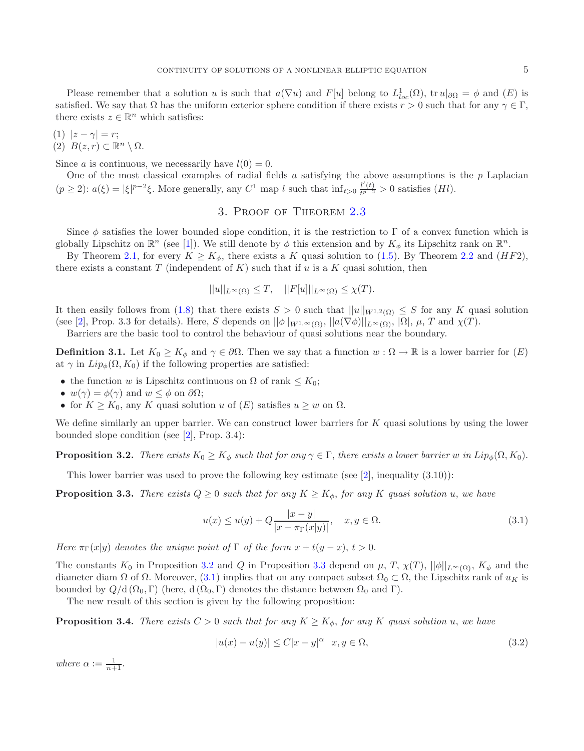Please remember that a solution $u$ is such that $a(\nabla u)$ and $F[u]$ belong to $L^1_{loc}(\Omega)$, $\operatorname{tr} u|_{\partial\Omega} = \phi$ and $(E)$ is satisfied. We say that $\Omega$ has the uniform exterior sphere condition if there exists $r > 0$ such that for any $\gamma \in \Gamma$, there exists $z \in \mathbb{R}^n$ which satisfies:

(1) $|z - \gamma| = r$;
(2) $B(z, r) \subset \mathbb{R}^n \setminus \Omega$.

Since $a$ is continuous, we necessarily have $l(0) = 0$.

One of the most classical examples of radial fields $a$ satisfying the above assumptions is the $p$ Laplacian ($p \geq 2$): $a(\xi) = |\xi|^{p-2}\xi$. More generally, any $C^1$ map $l$ such that $\inf_{t>0} \frac{l'(t)}{t^{p-2}} > 0$ satisfies $(Hl)$.

## 3. Proof of Theorem 2.3

Since $\phi$ satisfies the lower bounded slope condition, it is the restriction to $\Gamma$ of a convex function which is globally Lipschitz on $\mathbb{R}^n$ (see [1]). We still denote by $\phi$ this extension and by $K_\phi$ its Lipschitz rank on $\mathbb{R}^n$.

By Theorem 2.1, for every $K \geq K_\phi$, there exists a $K$ quasi solution to (1.5). By Theorem 2.2 and $(HF2)$, there exists a constant $T$ (independent of $K$) such that if $u$ is a $K$ quasi solution, then

$$||u||_{L^\infty(\Omega)} \leq T, \quad ||F[u]||_{L^\infty(\Omega)} \leq \chi(T).$$

It then easily follows from (1.8) that there exists $S > 0$ such that $||u||_{W^{1,2}(\Omega)} \leq S$ for any $K$ quasi solution (see [2], Prop. 3.3 for details). Here, $S$ depends on $||\phi||_{W^{1,\infty}(\Omega)}$, $||a(\nabla\phi)||_{L^\infty(\Omega)}$, $|\Omega|$, $\mu$, $T$ and $\chi(T)$.

Barriers are the basic tool to control the behaviour of quasi solutions near the boundary.

**Definition 3.1.** Let $K_0 \geq K_\phi$ and $\gamma \in \partial\Omega$. Then we say that a function $w : \Omega \to \mathbb{R}$ is a lower barrier for $(E)$ at $\gamma$ in $Lip_\phi(\Omega, K_0)$ if the following properties are satisfied:

- the function $w$ is Lipschitz continuous on $\Omega$ of rank $\leq K_0$;
- $w(\gamma) = \phi(\gamma)$ and $w \leq \phi$ on $\partial\Omega$;
- for $K \geq K_0$, any $K$ quasi solution $u$ of $(E)$ satisfies $u \geq w$ on $\Omega$.

We define similarly an upper barrier. We can construct lower barriers for $K$ quasi solutions by using the lower bounded slope condition (see [2], Prop. 3.4):

**Proposition 3.2.** *There exists $K_0 \geq K_\phi$ such that for any $\gamma \in \Gamma$, there exists a lower barrier $w$ in $Lip_\phi(\Omega, K_0)$.*

This lower barrier was used to prove the following key estimate (see [2], inequality (3.10)):

**Proposition 3.3.** *There exists $Q \geq 0$ such that for any $K \geq K_\phi$, for any $K$ quasi solution $u$, we have*

$$u(x) \leq u(y) + Q\frac{|x - y|}{|x - \pi_\Gamma(x|y)|}, \quad x, y \in \Omega. \tag{3.1}$$

*Here $\pi_\Gamma(x|y)$ denotes the unique point of $\Gamma$ of the form $x + t(y - x)$, $t > 0$.*

The constants $K_0$ in Proposition 3.2 and $Q$ in Proposition 3.3 depend on $\mu$, $T$, $\chi(T)$, $||\phi||_{L^\infty(\Omega)}$, $K_\phi$ and the diameter diam $\Omega$ of $\Omega$. Moreover, (3.1) implies that on any compact subset $\Omega_0 \subset \Omega$, the Lipschitz rank of $u_K$ is bounded by $Q/\mathrm{d}\,(\Omega_0, \Gamma)$ (here, $\mathrm{d}\,(\Omega_0, \Gamma)$ denotes the distance between $\Omega_0$ and $\Gamma$).

The new result of this section is given by the following proposition:

**Proposition 3.4.** *There exists $C > 0$ such that for any $K \geq K_\phi$, for any $K$ quasi solution $u$, we have*

$$|u(x) - u(y)| \leq C|x - y|^\alpha \quad x, y \in \Omega, \tag{3.2}$$

*where $\alpha := \frac{1}{n+1}$.*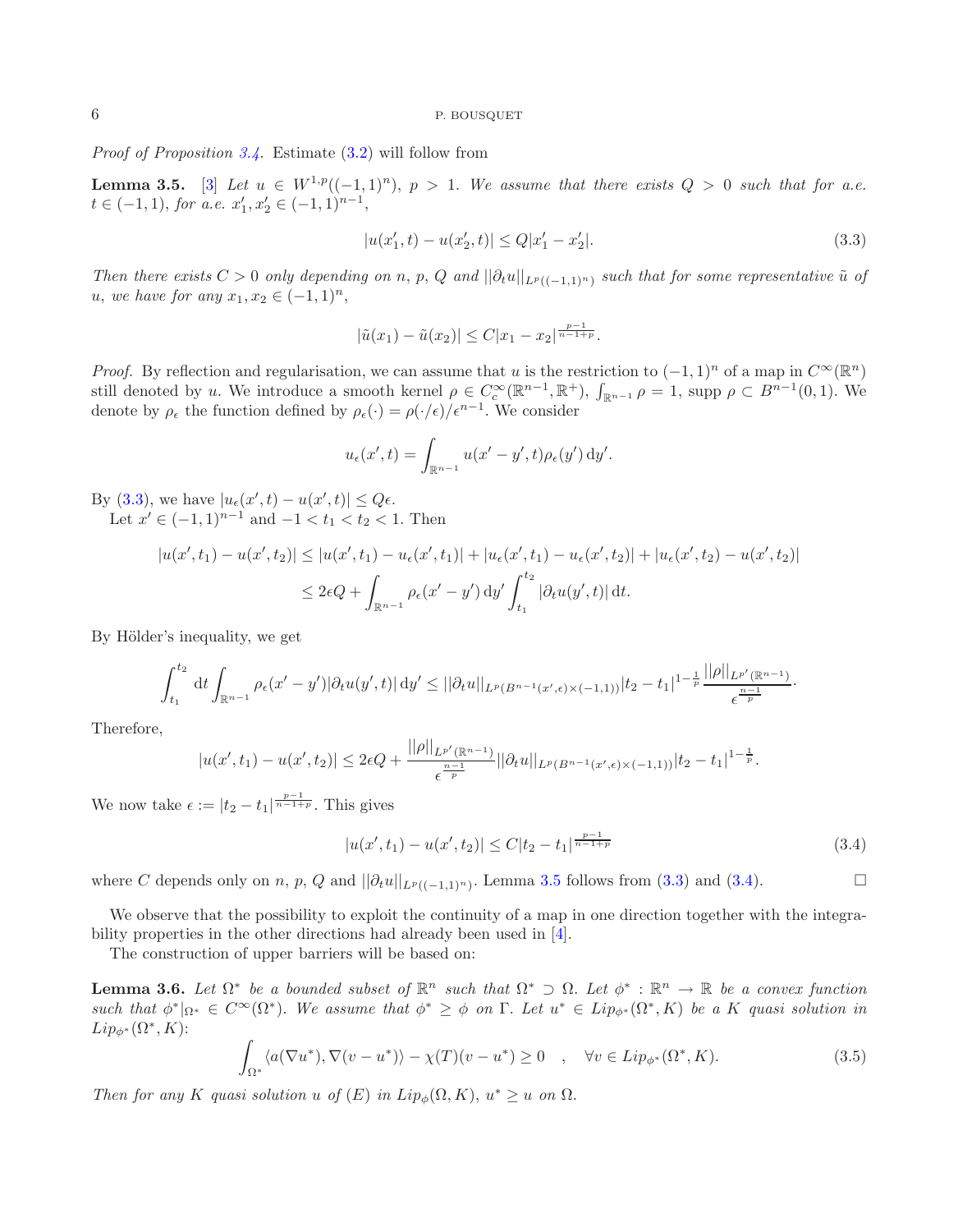*Proof of Proposition 3.4.* Estimate (3.2) will follow from

**Lemma 3.5.** [3] *Let $u \in W^{1,p}((-1,1)^n)$, $p > 1$. We assume that there exists $Q > 0$ such that for a.e. $t \in (-1,1)$, for a.e. $x_1', x_2' \in (-1,1)^{n-1}$,*

$$|u(x_1', t) - u(x_2', t)| \leq Q|x_1' - x_2'|. \tag{3.3}$$

*Then there exists $C > 0$ only depending on $n$, $p$, $Q$ and $||\partial_t u||_{L^p((-1,1)^n)}$ such that for some representative $\tilde{u}$ of $u$, we have for any $x_1, x_2 \in (-1,1)^n$,*

$$|\tilde{u}(x_1) - \tilde{u}(x_2)| \leq C|x_1 - x_2|^{\frac{p-1}{n-1+p}}.$$

*Proof.* By reflection and regularisation, we can assume that $u$ is the restriction to $(-1,1)^n$ of a map in $C^\infty(\mathbb{R}^n)$ still denoted by $u$. We introduce a smooth kernel $\rho \in C_c^\infty(\mathbb{R}^{n-1}, \mathbb{R}^+)$, $\int_{\mathbb{R}^{n-1}} \rho = 1$, supp $\rho \subset B^{n-1}(0,1)$. We denote by $\rho_\epsilon$ the function defined by $\rho_\epsilon(\cdot) = \rho(\cdot/\epsilon)/\epsilon^{n-1}$. We consider

$$u_\epsilon(x', t) = \int_{\mathbb{R}^{n-1}} u(x' - y', t)\rho_\epsilon(y')\, \mathrm{d}y'.$$

By (3.3), we have $|u_\epsilon(x', t) - u(x', t)| \leq Q\epsilon$.

Let $x' \in (-1,1)^{n-1}$ and $-1 < t_1 < t_2 < 1$. Then

$$\begin{aligned}
|u(x', t_1) - u(x', t_2)| &\leq |u(x', t_1) - u_\epsilon(x', t_1)| + |u_\epsilon(x', t_1) - u_\epsilon(x', t_2)| + |u_\epsilon(x', t_2) - u(x', t_2)| \\
&\leq 2\epsilon Q + \int_{\mathbb{R}^{n-1}} \rho_\epsilon(x' - y')\, \mathrm{d}y' \int_{t_1}^{t_2} |\partial_t u(y', t)|\, \mathrm{d}t.
\end{aligned}$$

By Hölder's inequality, we get

$$\int_{t_1}^{t_2} \mathrm{d}t \int_{\mathbb{R}^{n-1}} \rho_\epsilon(x' - y')|\partial_t u(y', t)|\, \mathrm{d}y' \leq ||\partial_t u||_{L^p(B^{n-1}(x', \epsilon) \times (-1,1))} |t_2 - t_1|^{1-\frac{1}{p}} \frac{||\rho||_{L^{p'}(\mathbb{R}^{n-1})}}{\epsilon^{\frac{n-1}{p}}}.$$

Therefore,

$$|u(x', t_1) - u(x', t_2)| \leq 2\epsilon Q + \frac{||\rho||_{L^{p'}(\mathbb{R}^{n-1})}}{\epsilon^{\frac{n-1}{p}}} ||\partial_t u||_{L^p(B^{n-1}(x', \epsilon) \times (-1,1))} |t_2 - t_1|^{1-\frac{1}{p}}.$$

We now take $\epsilon := |t_2 - t_1|^{\frac{p-1}{n-1+p}}$. This gives

$$|u(x', t_1) - u(x', t_2)| \leq C|t_2 - t_1|^{\frac{p-1}{n-1+p}} \tag{3.4}$$

where $C$ depends only on $n$, $p$, $Q$ and $||\partial_t u||_{L^p((-1,1)^n)}$. Lemma 3.5 follows from (3.3) and (3.4). $\square$

We observe that the possibility to exploit the continuity of a map in one direction together with the integrability properties in the other directions had already been used in [4].

The construction of upper barriers will be based on:

**Lemma 3.6.** *Let $\Omega^*$ be a bounded subset of $\mathbb{R}^n$ such that $\Omega^* \supset \Omega$. Let $\phi^* : \mathbb{R}^n \to \mathbb{R}$ be a convex function such that $\phi^*|_{\Omega^*} \in C^\infty(\Omega^*)$. We assume that $\phi^* \geq \phi$ on $\Gamma$. Let $u^* \in Lip_{\phi^*}(\Omega^*, K)$ be a $K$ quasi solution in $Lip_{\phi^*}(\Omega^*, K)$:*

$$\int_{\Omega^*} \langle a(\nabla u^*), \nabla(v - u^*)\rangle - \chi(T)(v - u^*) \geq 0 \quad , \quad \forall v \in Lip_{\phi^*}(\Omega^*, K). \tag{3.5}$$

*Then for any $K$ quasi solution $u$ of $(E)$ in $Lip_\phi(\Omega, K)$, $u^* \geq u$ on $\Omega$.*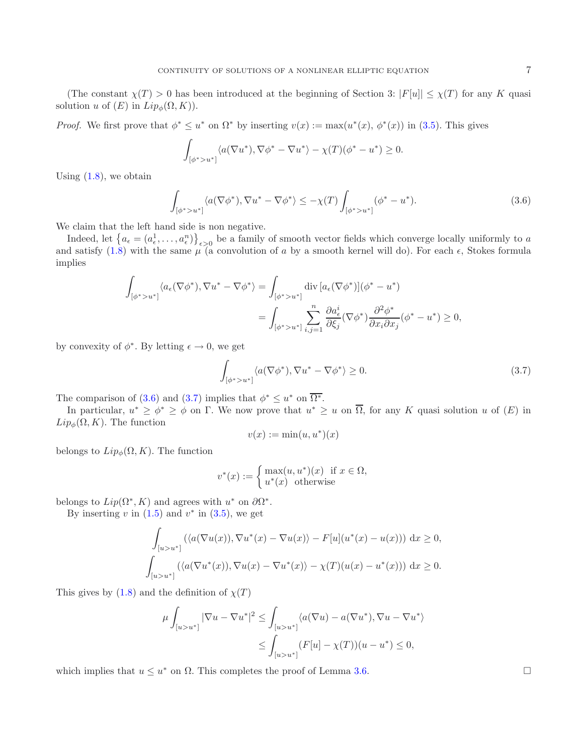(The constant $\chi(T) > 0$ has been introduced at the beginning of Section 3: $|F[u]| \leq \chi(T)$ for any $K$ quasi solution $u$ of $(E)$ in $Lip_\phi(\Omega, K)$).

*Proof.* We first prove that $\phi^* \leq u^*$ on $\Omega^*$ by inserting $v(x) := \max(u^*(x), \phi^*(x))$ in (3.5). This gives

$$\int_{[\phi^* > u^*]} \langle a(\nabla u^*), \nabla \phi^* - \nabla u^* \rangle - \chi(T)(\phi^* - u^*) \geq 0.$$

Using (1.8), we obtain

$$\int_{[\phi^* > u^*]} \langle a(\nabla \phi^*), \nabla u^* - \nabla \phi^* \rangle \leq -\chi(T) \int_{[\phi^* > u^*]} (\phi^* - u^*). \tag{3.6}$$

We claim that the left hand side is non negative.

Indeed, let $\left\{ a_\epsilon = (a_\epsilon^1, \ldots, a_\epsilon^n) \right\}_{\epsilon > 0}$ be a family of smooth vector fields which converge locally uniformly to $a$ and satisfy (1.8) with the same $\mu$ (a convolution of $a$ by a smooth kernel will do). For each $\epsilon$, Stokes formula implies

$$\begin{aligned}
\int_{[\phi^* > u^*]} \langle a_\epsilon(\nabla \phi^*), \nabla u^* - \nabla \phi^* \rangle &= \int_{[\phi^* > u^*]} \operatorname{div}\left[ a_\epsilon(\nabla \phi^*) \right] (\phi^* - u^*) \\
&= \int_{[\phi^* > u^*]} \sum_{i,j=1}^n \frac{\partial a_\epsilon^i}{\partial \xi_j}(\nabla \phi^*) \frac{\partial^2 \phi^*}{\partial x_i \partial x_j} (\phi^* - u^*) \geq 0,
\end{aligned}$$

by convexity of $\phi^*$. By letting $\epsilon \to 0$, we get

$$\int_{[\phi^* > u^*]} \langle a(\nabla \phi^*), \nabla u^* - \nabla \phi^* \rangle \geq 0. \tag{3.7}$$

The comparison of (3.6) and (3.7) implies that $\phi^* \leq u^*$ on $\overline{\Omega^*}$.

In particular, $u^* \geq \phi^* \geq \phi$ on $\Gamma$. We now prove that $u^* \geq u$ on $\overline{\Omega}$, for any $K$ quasi solution $u$ of $(E)$ in $Lip_\phi(\Omega, K)$. The function

$$v(x) := \min(u, u^*)(x)$$

belongs to $Lip_\phi(\Omega, K)$. The function

$$v^*(x) := \begin{cases} \max(u, u^*)(x) & \text{if } x \in \Omega, \\ u^*(x) & \text{otherwise} \end{cases}$$

belongs to $Lip(\Omega^*, K)$ and agrees with $u^*$ on $\partial \Omega^*$.

By inserting $v$ in (1.5) and $v^*$ in (3.5), we get

$$\int_{[u > u^*]} \left( \langle a(\nabla u(x)), \nabla u^*(x) - \nabla u(x) \rangle - F[u](u^*(x) - u(x)) \right) \mathrm{d}x \geq 0,$$

$$\int_{[u > u^*]} \left( \langle a(\nabla u^*(x)), \nabla u(x) - \nabla u^*(x) \rangle - \chi(T)(u(x) - u^*(x)) \right) \mathrm{d}x \geq 0.$$

This gives by (1.8) and the definition of $\chi(T)$

$$\begin{aligned}
\mu \int_{[u > u^*]} |\nabla u - \nabla u^*|^2 &\leq \int_{[u > u^*]} \langle a(\nabla u) - a(\nabla u^*), \nabla u - \nabla u^* \rangle \\
&\leq \int_{[u > u^*]} (F[u] - \chi(T))(u - u^*) \leq 0,
\end{aligned}$$

which implies that $u \leq u^*$ on $\Omega$. This completes the proof of Lemma 3.6. $\square$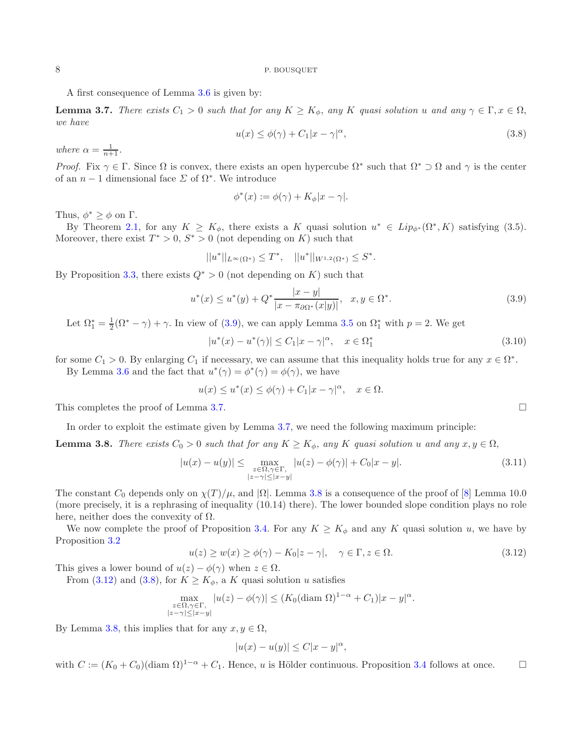A first consequence of Lemma 3.6 is given by:

**Lemma 3.7.** *There exists $C_1 > 0$ such that for any $K \geq K_\phi$, any $K$ quasi solution $u$ and any $\gamma \in \Gamma, x \in \Omega$, we have*

$$u(x) \leq \phi(\gamma) + C_1|x-\gamma|^\alpha, \tag{3.8}$$

*where $\alpha = \frac{1}{n+1}$.*

*Proof.* Fix $\gamma \in \Gamma$. Since $\Omega$ is convex, there exists an open hypercube $\Omega^*$ such that $\Omega^* \supset \Omega$ and $\gamma$ is the center of an $n-1$ dimensional face $\Sigma$ of $\Omega^*$. We introduce

$$\phi^*(x) := \phi(\gamma) + K_\phi|x-\gamma|.$$

Thus, $\phi^* \geq \phi$ on $\Gamma$.

By Theorem 2.1, for any $K \geq K_\phi$, there exists a $K$ quasi solution $u^* \in Lip_{\phi^*}(\Omega^*, K)$ satisfying (3.5). Moreover, there exist $T^* > 0$, $S^* > 0$ (not depending on $K$) such that

$$||u^*||_{L^\infty(\Omega^*)} \leq T^*, \quad ||u^*||_{W^{1,2}(\Omega^*)} \leq S^*.$$

By Proposition 3.3, there exists $Q^* > 0$ (not depending on $K$) such that

$$u^*(x) \leq u^*(y) + Q^* \frac{|x-y|}{|x - \pi_{\partial\Omega^*}(x|y)|}, \quad x, y \in \Omega^*. \tag{3.9}$$

Let $\Omega_1^* = \frac{1}{2}(\Omega^* - \gamma) + \gamma$. In view of (3.9), we can apply Lemma 3.5 on $\Omega_1^*$ with $p = 2$. We get

$$|u^*(x) - u^*(\gamma)| \leq C_1|x-\gamma|^\alpha, \quad x \in \Omega_1^* \tag{3.10}$$

for some $C_1 > 0$. By enlarging $C_1$ if necessary, we can assume that this inequality holds true for any $x \in \Omega^*$.

By Lemma 3.6 and the fact that $u^*(\gamma) = \phi^*(\gamma) = \phi(\gamma)$, we have

$$u(x) \leq u^*(x) \leq \phi(\gamma) + C_1|x-\gamma|^\alpha, \quad x \in \Omega.$$

This completes the proof of Lemma 3.7. □

In order to exploit the estimate given by Lemma 3.7, we need the following maximum principle:

**Lemma 3.8.** *There exists $C_0 > 0$ such that for any $K \geq K_\phi$, any $K$ quasi solution $u$ and any $x, y \in \Omega$,*

$$|u(x) - u(y)| \leq \max_{\substack{z\in\Omega,\gamma\in\Gamma, \\ |z-\gamma|\leq|x-y|}} |u(z) - \phi(\gamma)| + C_0|x-y|. \tag{3.11}$$

The constant $C_0$ depends only on $\chi(T)/\mu$, and $|\Omega|$. Lemma 3.8 is a consequence of the proof of [8] Lemma 10.0 (more precisely, it is a rephrasing of inequality (10.14) there). The lower bounded slope condition plays no role here, neither does the convexity of $\Omega$.

We now complete the proof of Proposition 3.4. For any $K \geq K_\phi$ and any $K$ quasi solution $u$, we have by Proposition 3.2

$$u(z) \geq w(x) \geq \phi(\gamma) - K_0|z-\gamma|, \quad \gamma \in \Gamma, z \in \Omega. \tag{3.12}$$

This gives a lower bound of $u(z) - \phi(\gamma)$ when $z \in \Omega$.

From (3.12) and (3.8), for $K \geq K_\phi$, a $K$ quasi solution $u$ satisfies

$$\max_{\substack{z\in\Omega,\gamma\in\Gamma, \\ |z-\gamma|\leq|x-y|}} |u(z) - \phi(\gamma)| \leq (K_0(\text{diam }\Omega)^{1-\alpha} + C_1)|x-y|^\alpha.$$

By Lemma 3.8, this implies that for any $x, y \in \Omega$,

$$|u(x) - u(y)| \leq C|x-y|^\alpha,$$

with $C := (K_0 + C_0)(\text{diam }\Omega)^{1-\alpha} + C_1$. Hence, $u$ is Hölder continuous. Proposition 3.4 follows at once. □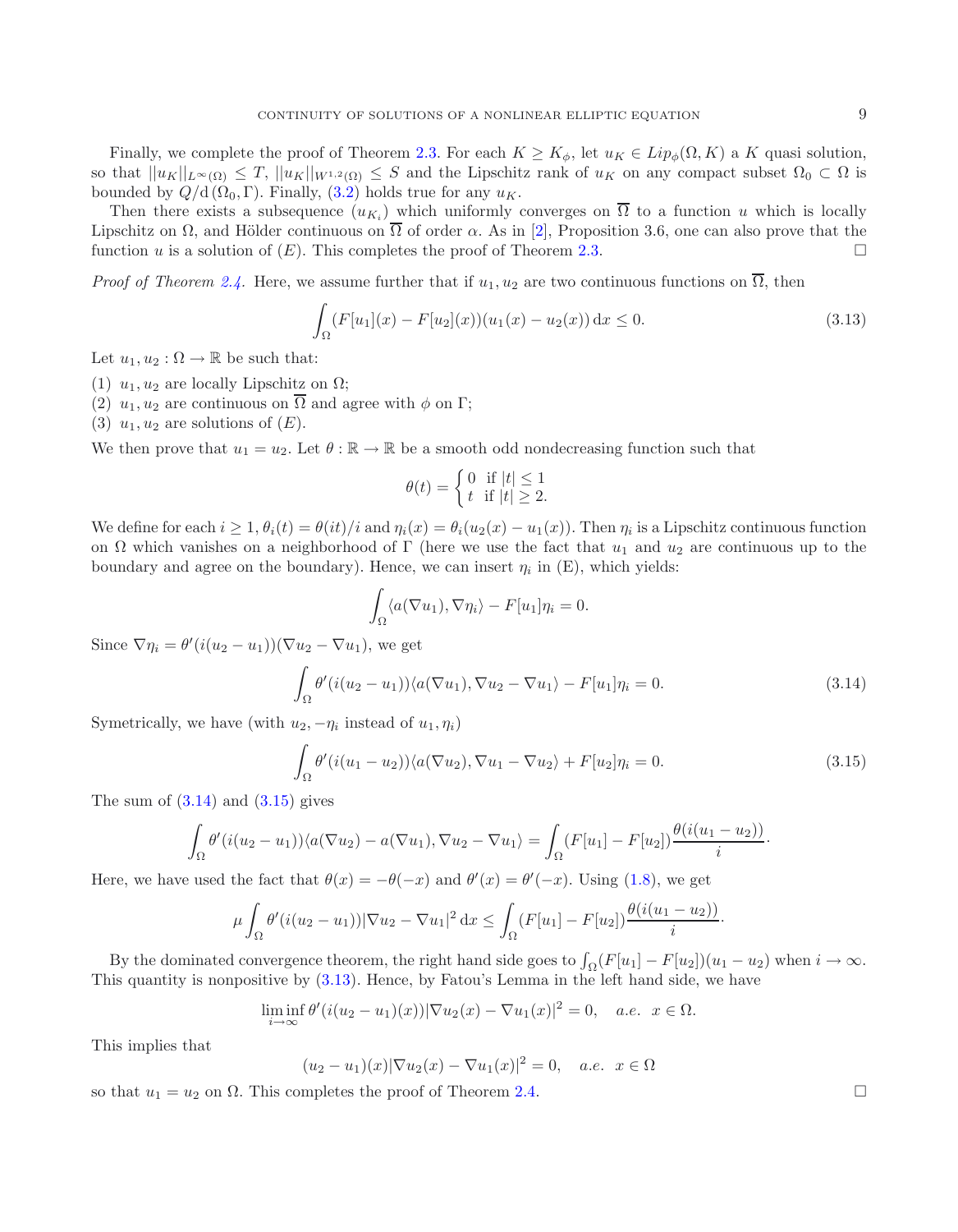Finally, we complete the proof of Theorem 2.3. For each $K \geq K_\phi$, let $u_K \in Lip_\phi(\Omega, K)$ a $K$ quasi solution, so that $||u_K||_{L^\infty(\Omega)} \leq T$, $||u_K||_{W^{1,2}(\Omega)} \leq S$ and the Lipschitz rank of $u_K$ on any compact subset $\Omega_0 \subset \Omega$ is bounded by $Q/\mathrm{d}(\Omega_0, \Gamma)$. Finally, (3.2) holds true for any $u_K$.

Then there exists a subsequence $(u_{K_i})$ which uniformly converges on $\overline{\Omega}$ to a function $u$ which is locally Lipschitz on $\Omega$, and Hölder continuous on $\overline{\Omega}$ of order $\alpha$. As in [2], Proposition 3.6, one can also prove that the function $u$ is a solution of $(E)$. This completes the proof of Theorem 2.3. □

*Proof of Theorem 2.4.* Here, we assume further that if $u_1, u_2$ are two continuous functions on $\overline{\Omega}$, then

$$\int_\Omega (F[u_1](x) - F[u_2](x))(u_1(x) - u_2(x))\,\mathrm{d}x \leq 0. \tag{3.13}$$

Let $u_1, u_2 : \Omega \to \mathbb{R}$ be such that:

(1) $u_1, u_2$ are locally Lipschitz on $\Omega$;
(2) $u_1, u_2$ are continuous on $\overline{\Omega}$ and agree with $\phi$ on $\Gamma$;
(3) $u_1, u_2$ are solutions of $(E)$.

We then prove that $u_1 = u_2$. Let $\theta : \mathbb{R} \to \mathbb{R}$ be a smooth odd nondecreasing function such that

$$\theta(t) = \begin{cases} 0 & \text{if } |t| \leq 1 \\ t & \text{if } |t| \geq 2. \end{cases}$$

We define for each $i \geq 1$, $\theta_i(t) = \theta(it)/i$ and $\eta_i(x) = \theta_i(u_2(x) - u_1(x))$. Then $\eta_i$ is a Lipschitz continuous function on $\Omega$ which vanishes on a neighborhood of $\Gamma$ (here we use the fact that $u_1$ and $u_2$ are continuous up to the boundary and agree on the boundary). Hence, we can insert $\eta_i$ in (E), which yields:

$$\int_\Omega \langle a(\nabla u_1), \nabla \eta_i \rangle - F[u_1]\eta_i = 0.$$

Since $\nabla \eta_i = \theta'(i(u_2 - u_1))(\nabla u_2 - \nabla u_1)$, we get

$$\int_\Omega \theta'(i(u_2 - u_1))\langle a(\nabla u_1), \nabla u_2 - \nabla u_1 \rangle - F[u_1]\eta_i = 0. \tag{3.14}$$

Symetrically, we have (with $u_2, -\eta_i$ instead of $u_1, \eta_i$)

$$\int_\Omega \theta'(i(u_1 - u_2))\langle a(\nabla u_2), \nabla u_1 - \nabla u_2 \rangle + F[u_2]\eta_i = 0. \tag{3.15}$$

The sum of (3.14) and (3.15) gives

$$\int_\Omega \theta'(i(u_2 - u_1))\langle a(\nabla u_2) - a(\nabla u_1), \nabla u_2 - \nabla u_1 \rangle = \int_\Omega (F[u_1] - F[u_2])\frac{\theta(i(u_1 - u_2))}{i}.$$

Here, we have used the fact that $\theta(x) = -\theta(-x)$ and $\theta'(x) = \theta'(-x)$. Using (1.8), we get

$$\mu \int_\Omega \theta'(i(u_2 - u_1))|\nabla u_2 - \nabla u_1|^2\,\mathrm{d}x \leq \int_\Omega (F[u_1] - F[u_2])\frac{\theta(i(u_1 - u_2))}{i}.$$

By the dominated convergence theorem, the right hand side goes to $\int_\Omega (F[u_1] - F[u_2])(u_1 - u_2)$ when $i \to \infty$. This quantity is nonpositive by (3.13). Hence, by Fatou's Lemma in the left hand side, we have

$$\liminf_{i \to \infty} \theta'(i(u_2 - u_1)(x))|\nabla u_2(x) - \nabla u_1(x)|^2 = 0, \quad a.e. \;\; x \in \Omega.$$

This implies that

$$(u_2 - u_1)(x)|\nabla u_2(x) - \nabla u_1(x)|^2 = 0, \quad a.e. \;\; x \in \Omega$$

so that $u_1 = u_2$ on $\Omega$. This completes the proof of Theorem 2.4. □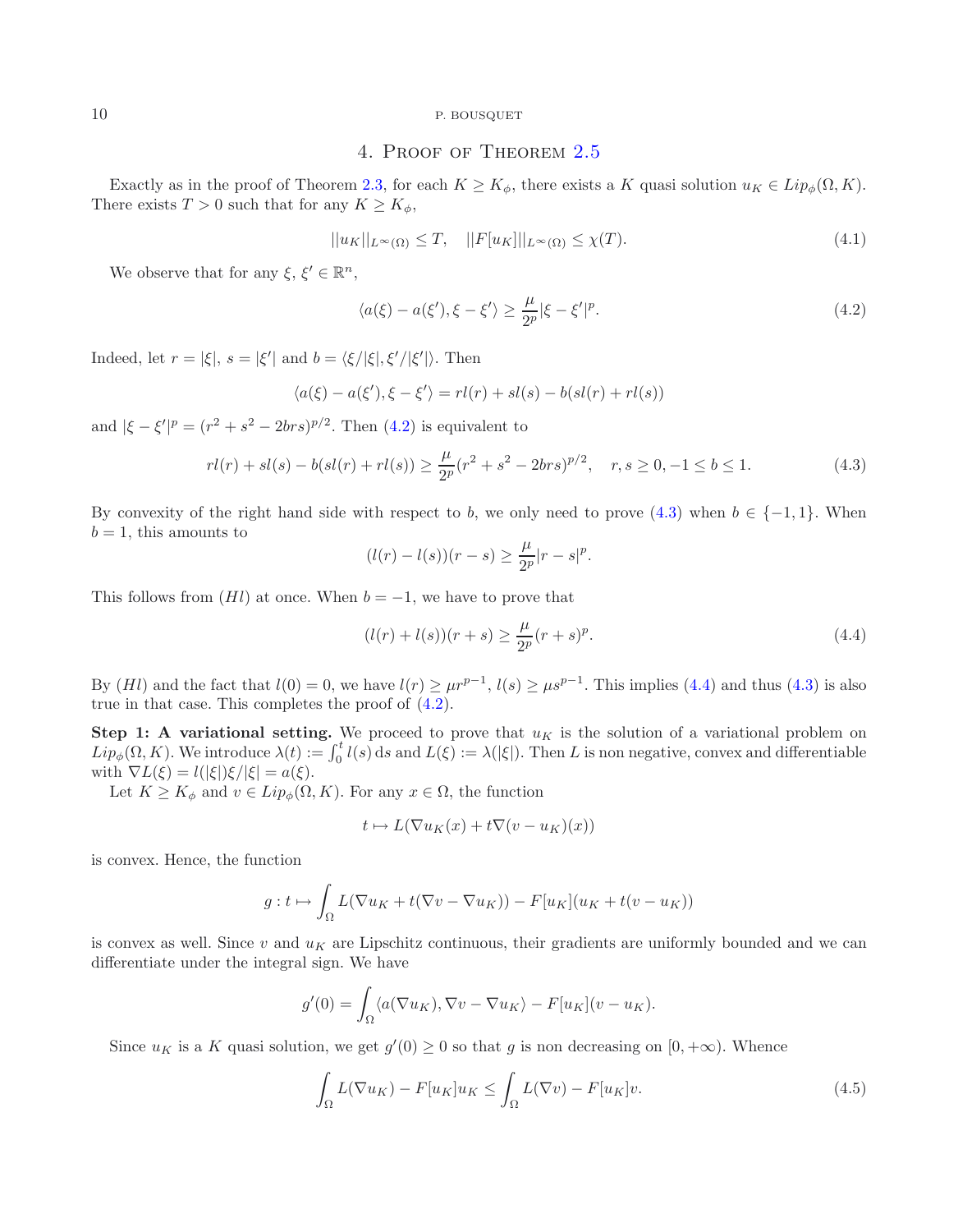## 4. Proof of Theorem 2.5

Exactly as in the proof of Theorem 2.3, for each $K \geq K_\phi$, there exists a $K$ quasi solution $u_K \in Lip_\phi(\Omega, K)$. There exists $T > 0$ such that for any $K \geq K_\phi$,

$$||u_K||_{L^\infty(\Omega)} \leq T, \quad ||F[u_K]||_{L^\infty(\Omega)} \leq \chi(T). \tag{4.1}$$

We observe that for any $\xi$, $\xi' \in \mathbb{R}^n$,

$$\langle a(\xi) - a(\xi'), \xi - \xi' \rangle \geq \frac{\mu}{2^p} |\xi - \xi'|^p. \tag{4.2}$$

Indeed, let $r = |\xi|$, $s = |\xi'|$ and $b = \langle \xi/|\xi|, \xi'/|\xi'| \rangle$. Then

$$\langle a(\xi) - a(\xi'), \xi - \xi' \rangle = rl(r) + sl(s) - b(sl(r) + rl(s))$$

and $|\xi - \xi'|^p = (r^2 + s^2 - 2brs)^{p/2}$. Then (4.2) is equivalent to

$$rl(r) + sl(s) - b(sl(r) + rl(s)) \geq \frac{\mu}{2^p}(r^2 + s^2 - 2brs)^{p/2}, \quad r, s \geq 0, -1 \leq b \leq 1. \tag{4.3}$$

By convexity of the right hand side with respect to $b$, we only need to prove (4.3) when $b \in \{-1, 1\}$. When $b = 1$, this amounts to

$$(l(r) - l(s))(r - s) \geq \frac{\mu}{2^p} |r - s|^p.$$

This follows from $(Hl)$ at once. When $b = -1$, we have to prove that

$$(l(r) + l(s))(r + s) \geq \frac{\mu}{2^p}(r + s)^p. \tag{4.4}$$

By $(Hl)$ and the fact that $l(0) = 0$, we have $l(r) \geq \mu r^{p-1}$, $l(s) \geq \mu s^{p-1}$. This implies (4.4) and thus (4.3) is also true in that case. This completes the proof of (4.2).

**Step 1: A variational setting.** We proceed to prove that $u_K$ is the solution of a variational problem on $Lip_\phi(\Omega, K)$. We introduce $\lambda(t) := \int_0^t l(s)\, \mathrm{d}s$ and $L(\xi) := \lambda(|\xi|)$. Then $L$ is non negative, convex and differentiable with $\nabla L(\xi) = l(|\xi|)\xi/|\xi| = a(\xi)$.

Let $K \geq K_\phi$ and $v \in Lip_\phi(\Omega, K)$. For any $x \in \Omega$, the function

$$t \mapsto L(\nabla u_K(x) + t\nabla(v - u_K)(x))$$

is convex. Hence, the function

$$g : t \mapsto \int_\Omega L(\nabla u_K + t(\nabla v - \nabla u_K)) - F[u_K](u_K + t(v - u_K))$$

is convex as well. Since $v$ and $u_K$ are Lipschitz continuous, their gradients are uniformly bounded and we can differentiate under the integral sign. We have

$$g'(0) = \int_\Omega \langle a(\nabla u_K), \nabla v - \nabla u_K \rangle - F[u_K](v - u_K).$$

Since $u_K$ is a $K$ quasi solution, we get $g'(0) \geq 0$ so that $g$ is non decreasing on $[0, +\infty)$. Whence

$$\int_\Omega L(\nabla u_K) - F[u_K]u_K \leq \int_\Omega L(\nabla v) - F[u_K]v. \tag{4.5}$$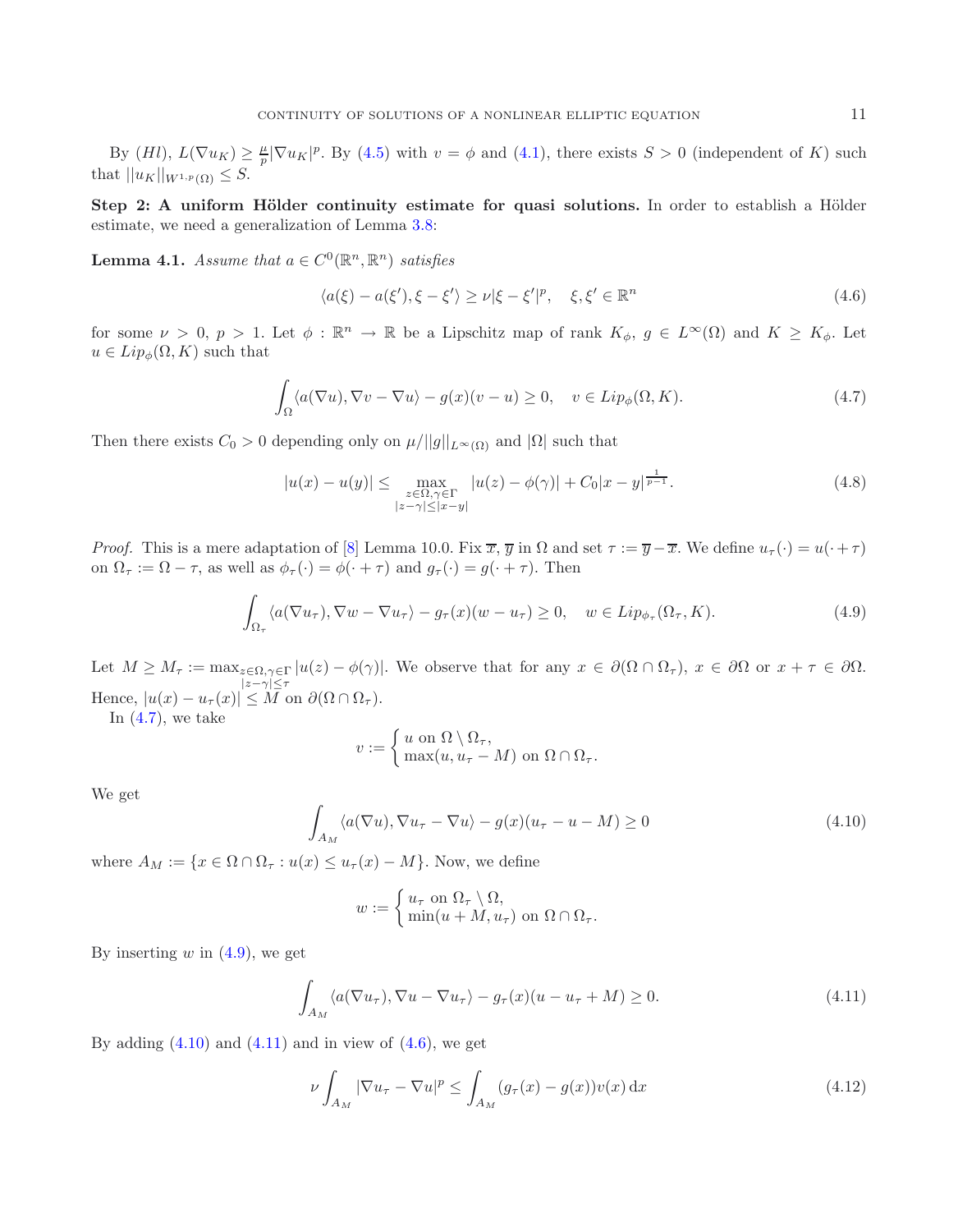By $(Hl)$, $L(\nabla u_K) \geq \frac{\mu}{p}|\nabla u_K|^p$. By (4.5) with $v = \phi$ and (4.1), there exists $S > 0$ (independent of $K$) such that $||u_K||_{W^{1,p}(\Omega)} \leq S$.

**Step 2: A uniform Hölder continuity estimate for quasi solutions.** In order to establish a Hölder estimate, we need a generalization of Lemma 3.8:

**Lemma 4.1.** *Assume that $a \in C^0(\mathbb{R}^n, \mathbb{R}^n)$ satisfies*

$$\langle a(\xi) - a(\xi'), \xi - \xi' \rangle \geq \nu |\xi - \xi'|^p, \quad \xi, \xi' \in \mathbb{R}^n \tag{4.6}$$

*for some $\nu > 0$, $p > 1$. Let $\phi : \mathbb{R}^n \to \mathbb{R}$ be a Lipschitz map of rank $K_\phi$, $g \in L^\infty(\Omega)$ and $K \geq K_\phi$. Let $u \in Lip_\phi(\Omega, K)$ such that*

$$\int_\Omega \langle a(\nabla u), \nabla v - \nabla u \rangle - g(x)(v - u) \geq 0, \quad v \in Lip_\phi(\Omega, K). \tag{4.7}$$

*Then there exists $C_0 > 0$ depending only on $\mu/||g||_{L^\infty(\Omega)}$ and $|\Omega|$ such that*

$$|u(x) - u(y)| \leq \max_{\substack{z \in \Omega, \gamma \in \Gamma \\ |z - \gamma| \leq |x - y|}} |u(z) - \phi(\gamma)| + C_0 |x - y|^{\frac{1}{p-1}}. \tag{4.8}$$

*Proof.* This is a mere adaptation of [8] Lemma 10.0. Fix $\overline{x}$, $\overline{y}$ in $\Omega$ and set $\tau := \overline{y} - \overline{x}$. We define $u_\tau(\cdot) = u(\cdot + \tau)$ on $\Omega_\tau := \Omega - \tau$, as well as $\phi_\tau(\cdot) = \phi(\cdot + \tau)$ and $g_\tau(\cdot) = g(\cdot + \tau)$. Then

$$\int_{\Omega_\tau} \langle a(\nabla u_\tau), \nabla w - \nabla u_\tau \rangle - g_\tau(x)(w - u_\tau) \geq 0, \quad w \in Lip_{\phi_\tau}(\Omega_\tau, K). \tag{4.9}$$

Let $M \geq M_\tau := \max_{\substack{z \in \Omega, \gamma \in \Gamma \\ |z - \gamma| \leq \tau}} |u(z) - \phi(\gamma)|$. We observe that for any $x \in \partial(\Omega \cap \Omega_\tau)$, $x \in \partial\Omega$ or $x + \tau \in \partial\Omega$. Hence, $|u(x) - u_\tau(x)| \leq M$ on $\partial(\Omega \cap \Omega_\tau)$.

In (4.7), we take

$$v := \begin{cases} u \text{ on } \Omega \setminus \Omega_\tau, \\ \max(u, u_\tau - M) \text{ on } \Omega \cap \Omega_\tau. \end{cases}$$

We get

$$\int_{A_M} \langle a(\nabla u), \nabla u_\tau - \nabla u \rangle - g(x)(u_\tau - u - M) \geq 0 \tag{4.10}$$

where $A_M := \{x \in \Omega \cap \Omega_\tau : u(x) \leq u_\tau(x) - M\}$. Now, we define

$$w := \begin{cases} u_\tau \text{ on } \Omega_\tau \setminus \Omega, \\ \min(u + M, u_\tau) \text{ on } \Omega \cap \Omega_\tau. \end{cases}$$

By inserting $w$ in (4.9), we get

$$\int_{A_M} \langle a(\nabla u_\tau), \nabla u - \nabla u_\tau \rangle - g_\tau(x)(u - u_\tau + M) \geq 0. \tag{4.11}$$

By adding (4.10) and (4.11) and in view of (4.6), we get

$$\nu \int_{A_M} |\nabla u_\tau - \nabla u|^p \leq \int_{A_M} (g_\tau(x) - g(x)) v(x) \, \mathrm{d}x \tag{4.12}$$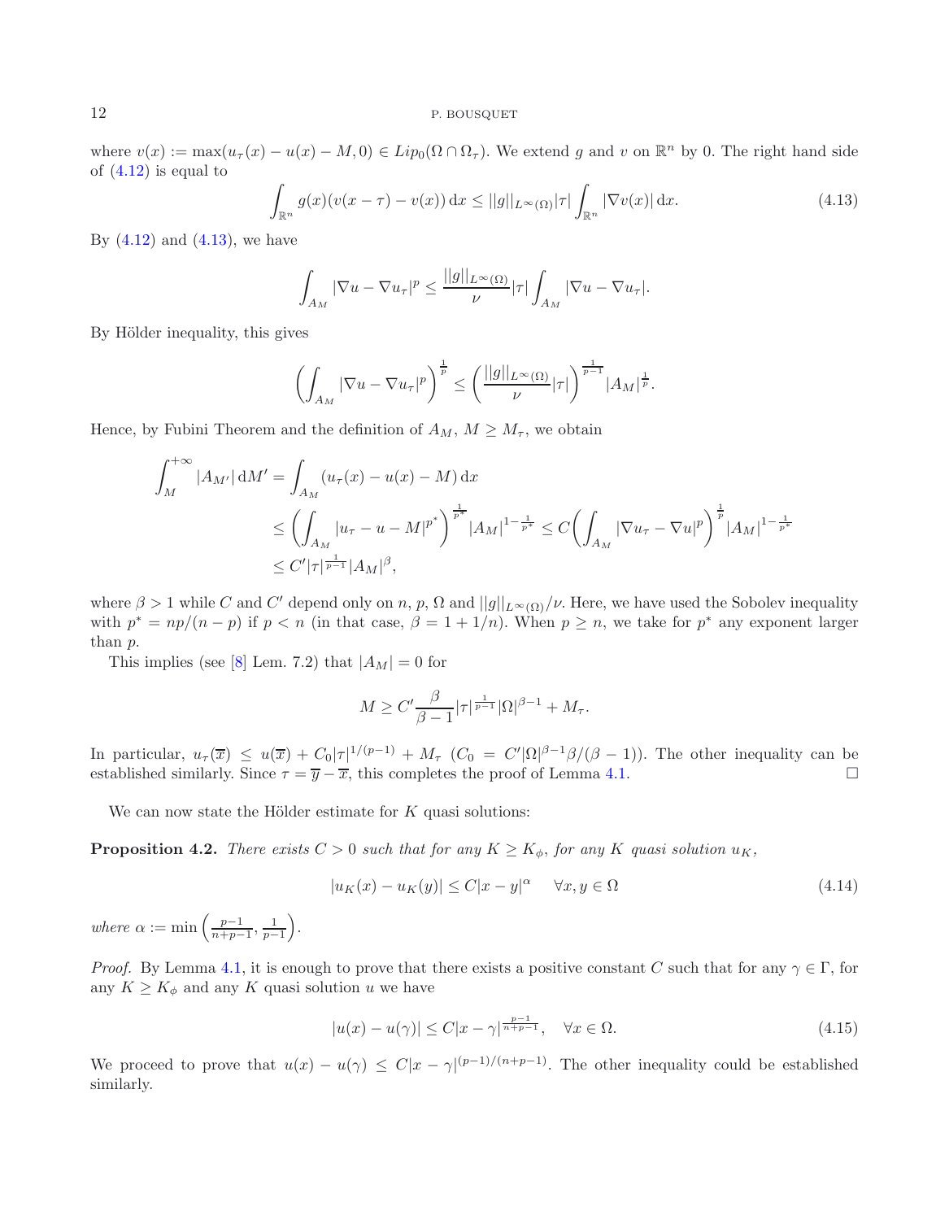where $v(x) := \max(u_\tau(x) - u(x) - M, 0) \in Lip_0(\Omega \cap \Omega_\tau)$. We extend $g$ and $v$ on $\mathbb{R}^n$ by 0. The right hand side of (4.12) is equal to

$$\int_{\mathbb{R}^n} g(x)(v(x-\tau) - v(x))\,\mathrm{d}x \leq ||g||_{L^\infty(\Omega)}|\tau| \int_{\mathbb{R}^n} |\nabla v(x)|\,\mathrm{d}x. \tag{4.13}$$

By (4.12) and (4.13), we have

$$\int_{A_M} |\nabla u - \nabla u_\tau|^p \leq \frac{||g||_{L^\infty(\Omega)}}{\nu}|\tau| \int_{A_M} |\nabla u - \nabla u_\tau|.$$

By Hölder inequality, this gives

$$\left(\int_{A_M} |\nabla u - \nabla u_\tau|^p\right)^{\frac{1}{p}} \leq \left(\frac{||g||_{L^\infty(\Omega)}}{\nu}|\tau|\right)^{\frac{1}{p-1}} |A_M|^{\frac{1}{p}}.$$

Hence, by Fubini Theorem and the definition of $A_M$, $M \geq M_\tau$, we obtain

$$\begin{aligned}
\int_M^{+\infty} |A_{M'}|\,\mathrm{d}M' &= \int_{A_M} (u_\tau(x) - u(x) - M)\,\mathrm{d}x \\
&\leq \left(\int_{A_M} |u_\tau - u - M|^{p^*}\right)^{\frac{1}{p^*}} |A_M|^{1-\frac{1}{p^*}} \leq C\left(\int_{A_M} |\nabla u_\tau - \nabla u|^p\right)^{\frac{1}{p}} |A_M|^{1-\frac{1}{p^*}} \\
&\leq C'|\tau|^{\frac{1}{p-1}}|A_M|^\beta,
\end{aligned}$$

where $\beta > 1$ while $C$ and $C'$ depend only on $n$, $p$, $\Omega$ and $||g||_{L^\infty(\Omega)}/\nu$. Here, we have used the Sobolev inequality with $p^* = np/(n-p)$ if $p < n$ (in that case, $\beta = 1 + 1/n$). When $p \geq n$, we take for $p^*$ any exponent larger than $p$.

This implies (see [8] Lem. 7.2) that $|A_M| = 0$ for

$$M \geq C'\frac{\beta}{\beta - 1}|\tau|^{\frac{1}{p-1}}|\Omega|^{\beta-1} + M_\tau.$$

In particular, $u_\tau(\overline{x}) \leq u(\overline{x}) + C_0|\tau|^{1/(p-1)} + M_\tau$ ($C_0 = C'|\Omega|^{\beta-1}\beta/(\beta-1)$). The other inequality can be established similarly. Since $\tau = \overline{y} - \overline{x}$, this completes the proof of Lemma 4.1. □

We can now state the Hölder estimate for $K$ quasi solutions:

**Proposition 4.2.** *There exists $C > 0$ such that for any $K \geq K_\phi$, for any $K$ quasi solution $u_K$,*

$$|u_K(x) - u_K(y)| \leq C|x-y|^\alpha \quad \forall x, y \in \Omega \tag{4.14}$$

*where* $\alpha := \min\left(\frac{p-1}{n+p-1}, \frac{1}{p-1}\right)$.

*Proof.* By Lemma 4.1, it is enough to prove that there exists a positive constant $C$ such that for any $\gamma \in \Gamma$, for any $K \geq K_\phi$ and any $K$ quasi solution $u$ we have

$$|u(x) - u(\gamma)| \leq C|x - \gamma|^{\frac{p-1}{n+p-1}}, \quad \forall x \in \Omega. \tag{4.15}$$

We proceed to prove that $u(x) - u(\gamma) \leq C|x-\gamma|^{(p-1)/(n+p-1)}$. The other inequality could be established similarly.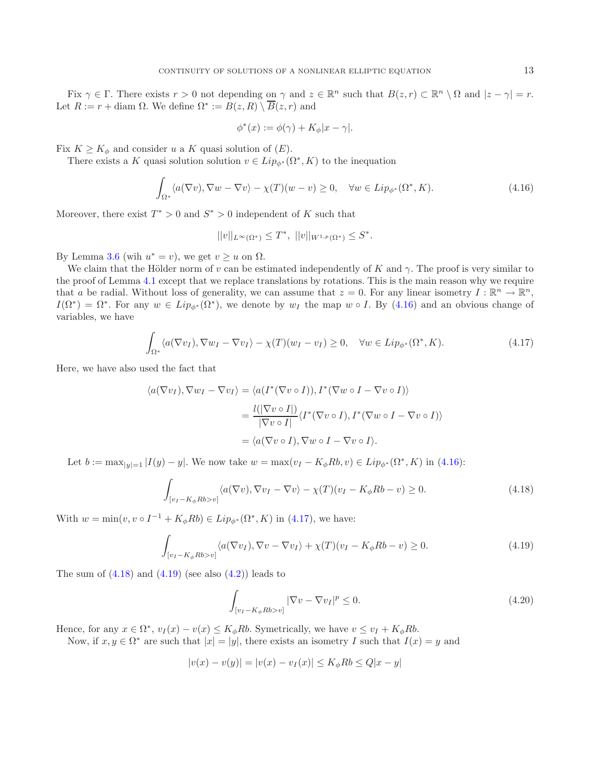Fix $\gamma \in \Gamma$. There exists $r > 0$ not depending on $\gamma$ and $z \in \mathbb{R}^n$ such that $B(z, r) \subset \mathbb{R}^n \setminus \Omega$ and $|z - \gamma| = r$. Let $R := r + \operatorname{diam} \Omega$. We define $\Omega^* := B(z, R) \setminus \overline{B}(z, r)$ and

$$\phi^*(x) := \phi(\gamma) + K_\phi |x - \gamma|.$$

Fix $K \geq K_\phi$ and consider $u$ a $K$ quasi solution of $(E)$.

There exists a $K$ quasi solution solution $v \in Lip_{\phi^*}(\Omega^*, K)$ to the inequation

$$\int_{\Omega^*} \langle a(\nabla v), \nabla w - \nabla v \rangle - \chi(T)(w - v) \geq 0, \quad \forall w \in Lip_{\phi^*}(\Omega^*, K). \tag{4.16}$$

Moreover, there exist $T^* > 0$ and $S^* > 0$ independent of $K$ such that

$$||v||_{L^\infty(\Omega^*)} \leq T^*, \; ||v||_{W^{1,p}(\Omega^*)} \leq S^*.$$

By Lemma 3.6 (wih $u^* = v$), we get $v \geq u$ on $\Omega$.

We claim that the Hölder norm of $v$ can be estimated independently of $K$ and $\gamma$. The proof is very similar to the proof of Lemma 4.1 except that we replace translations by rotations. This is the main reason why we require that $a$ be radial. Without loss of generality, we can assume that $z = 0$. For any linear isometry $I : \mathbb{R}^n \to \mathbb{R}^n$, $I(\Omega^*) = \Omega^*$. For any $w \in Lip_{\phi^*}(\Omega^*)$, we denote by $w_I$ the map $w \circ I$. By (4.16) and an obvious change of variables, we have

$$\int_{\Omega^*} \langle a(\nabla v_I), \nabla w_I - \nabla v_I \rangle - \chi(T)(w_I - v_I) \geq 0, \quad \forall w \in Lip_{\phi^*}(\Omega^*, K). \tag{4.17}$$

Here, we have also used the fact that

$$\begin{aligned}
\langle a(\nabla v_I), \nabla w_I - \nabla v_I \rangle &= \langle a(I^*(\nabla v \circ I)), I^*(\nabla w \circ I - \nabla v \circ I) \rangle \\
&= \frac{l(|\nabla v \circ I|)}{|\nabla v \circ I|} \langle I^*(\nabla v \circ I), I^*(\nabla w \circ I - \nabla v \circ I) \rangle \\
&= \langle a(\nabla v \circ I), \nabla w \circ I - \nabla v \circ I \rangle.
\end{aligned}$$

Let $b := \max_{|y|=1} |I(y) - y|$. We now take $w = \max(v_I - K_\phi R b, v) \in Lip_{\phi^*}(\Omega^*, K)$ in (4.16):

$$\int_{[v_I - K_\phi R b > v]} \langle a(\nabla v), \nabla v_I - \nabla v \rangle - \chi(T)(v_I - K_\phi R b - v) \geq 0. \tag{4.18}$$

With $w = \min(v, v \circ I^{-1} + K_\phi R b) \in Lip_{\phi^*}(\Omega^*, K)$ in (4.17), we have:

$$\int_{[v_I - K_\phi R b > v]} \langle a(\nabla v_I), \nabla v - \nabla v_I \rangle + \chi(T)(v_I - K_\phi R b - v) \geq 0. \tag{4.19}$$

The sum of (4.18) and (4.19) (see also (4.2)) leads to

$$\int_{[v_I - K_\phi R b > v]} |\nabla v - \nabla v_I|^p \leq 0. \tag{4.20}$$

Hence, for any $x \in \Omega^*$, $v_I(x) - v(x) \leq K_\phi R b$. Symetrically, we have $v \leq v_I + K_\phi R b$.

Now, if $x, y \in \Omega^*$ are such that $|x| = |y|$, there exists an isometry $I$ such that $I(x) = y$ and

$$|v(x) - v(y)| = |v(x) - v_I(x)| \leq K_\phi R b \leq Q|x - y|$$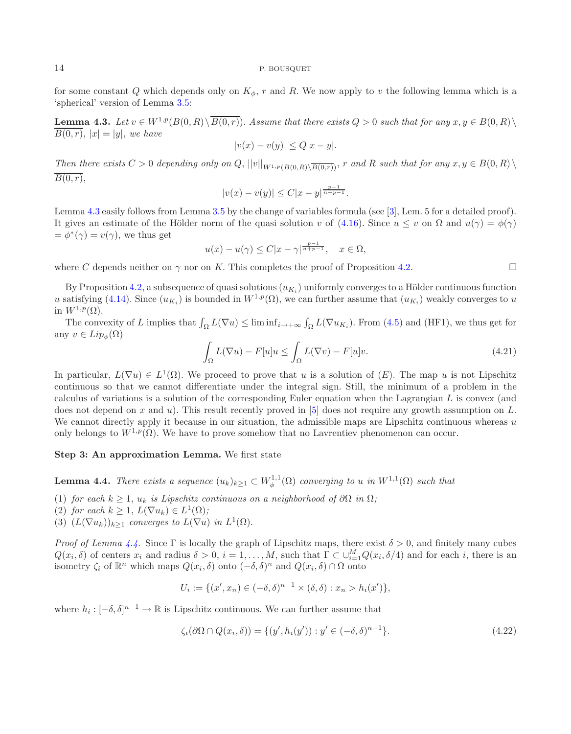for some constant $Q$ which depends only on $K_\phi$, $r$ and $R$. We now apply to $v$ the following lemma which is a 'spherical' version of Lemma 3.5:

**Lemma 4.3.** *Let $v \in W^{1,p}(B(0,R)\setminus\overline{B(0,r)})$. Assume that there exists $Q>0$ such that for any $x,y \in B(0,R)\setminus\overline{B(0,r)}$, $|x|=|y|$, we have*

$$|v(x)-v(y)| \leq Q|x-y|.$$

*Then there exists $C>0$ depending only on $Q$, $||v||_{W^{1,p}(B(0,R)\setminus\overline{B(0,r)})}$, $r$ and $R$ such that for any $x,y \in B(0,R)\setminus\overline{B(0,r)}$,*

$$|v(x)-v(y)| \leq C|x-y|^{\frac{p-1}{n+p-1}}.$$

Lemma 4.3 easily follows from Lemma 3.5 by the change of variables formula (see [3], Lem. 5 for a detailed proof). It gives an estimate of the Hölder norm of the quasi solution $v$ of (4.16). Since $u \leq v$ on $\Omega$ and $u(\gamma) = \phi(\gamma) = \phi^*(\gamma) = v(\gamma)$, we thus get

$$u(x) - u(\gamma) \leq C|x-\gamma|^{\frac{p-1}{n+p-1}}, \quad x \in \Omega,$$

where $C$ depends neither on $\gamma$ nor on $K$. This completes the proof of Proposition 4.2. □

By Proposition 4.2, a subsequence of quasi solutions $(u_{K_i})$ uniformly converges to a Hölder continuous function $u$ satisfying (4.14). Since $(u_{K_i})$ is bounded in $W^{1,p}(\Omega)$, we can further assume that $(u_{K_i})$ weakly converges to $u$ in $W^{1,p}(\Omega)$.

The convexity of $L$ implies that $\int_\Omega L(\nabla u) \leq \liminf_{i\to+\infty} \int_\Omega L(\nabla u_{K_i})$. From (4.5) and (HF1), we thus get for any $v \in Lip_\phi(\Omega)$

$$\int_\Omega L(\nabla u) - F[u]u \leq \int_\Omega L(\nabla v) - F[u]v. \tag{4.21}$$

In particular, $L(\nabla u) \in L^1(\Omega)$. We proceed to prove that $u$ is a solution of $(E)$. The map $u$ is not Lipschitz continuous so that we cannot differentiate under the integral sign. Still, the minimum of a problem in the calculus of variations is a solution of the corresponding Euler equation when the Lagrangian $L$ is convex (and does not depend on $x$ and $u$). This result recently proved in [5] does not require any growth assumption on $L$. We cannot directly apply it because in our situation, the admissible maps are Lipschitz continuous whereas $u$ only belongs to $W^{1,p}(\Omega)$. We have to prove somehow that no Lavrentiev phenomenon can occur.

**Step 3: An approximation Lemma.** We first state

**Lemma 4.4.** *There exists a sequence $(u_k)_{k\geq 1} \subset W^{1,1}_\phi(\Omega)$ converging to $u$ in $W^{1,1}(\Omega)$ such that*

1. *for each $k \geq 1$, $u_k$ is Lipschitz continuous on a neighborhood of $\partial\Omega$ in $\Omega$;*
2. *for each $k \geq 1$, $L(\nabla u_k) \in L^1(\Omega)$;*
3. *$(L(\nabla u_k))_{k\geq 1}$ converges to $L(\nabla u)$ in $L^1(\Omega)$.*

*Proof of Lemma 4.4.* Since $\Gamma$ is locally the graph of Lipschitz maps, there exist $\delta>0$, and finitely many cubes $Q(x_i,\delta)$ of centers $x_i$ and radius $\delta>0$, $i=1,\ldots,M$, such that $\Gamma \subset \cup_{i=1}^M Q(x_i,\delta/4)$ and for each $i$, there is an isometry $\zeta_i$ of $\mathbb{R}^n$ which maps $Q(x_i,\delta)$ onto $(-\delta,\delta)^n$ and $Q(x_i,\delta)\cap\Omega$ onto

$$U_i := \{(x',x_n) \in (-\delta,\delta)^{n-1}\times(\delta,\delta) : x_n > h_i(x')\},$$

where $h_i : [-\delta,\delta]^{n-1} \to \mathbb{R}$ is Lipschitz continuous. We can further assume that

$$\zeta_i(\partial\Omega \cap Q(x_i,\delta)) = \{(y',h_i(y')) : y' \in (-\delta,\delta)^{n-1}\}. \tag{4.22}$$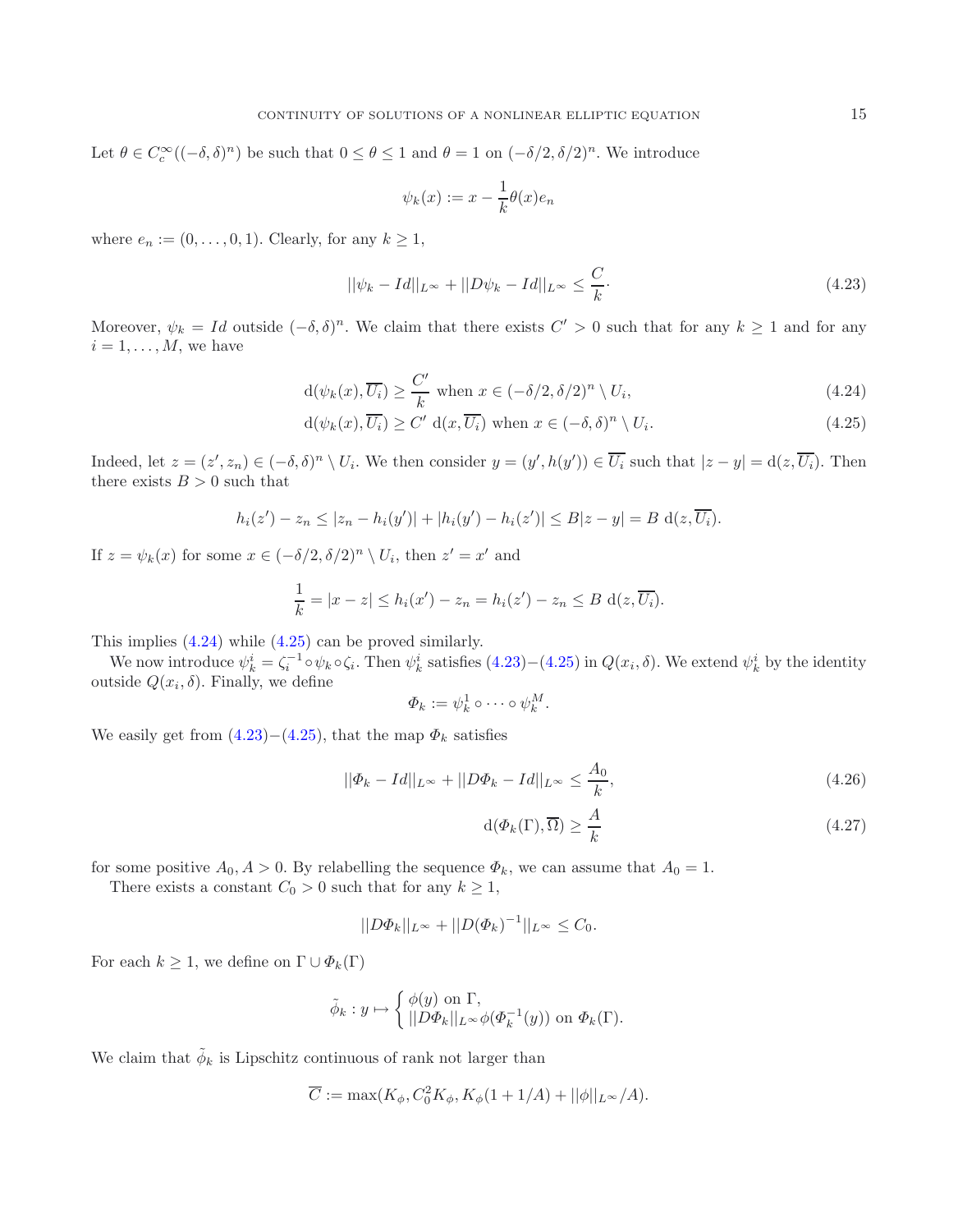Let $\theta \in C_c^\infty((-\delta,\delta)^n)$ be such that $0 \le \theta \le 1$ and $\theta = 1$ on $(-\delta/2,\delta/2)^n$. We introduce

$$\psi_k(x) := x - \frac{1}{k}\theta(x) e_n$$

where $e_n := (0,\dots,0,1)$. Clearly, for any $k \ge 1$,

$$||\psi_k - Id||_{L^\infty} + ||D\psi_k - Id||_{L^\infty} \le \frac{C}{k}\cdot \tag{4.23}$$

Moreover, $\psi_k = Id$ outside $(-\delta,\delta)^n$. We claim that there exists $C' > 0$ such that for any $k \ge 1$ and for any $i = 1,\dots,M$, we have

$$\mathrm{d}(\psi_k(x), \overline{U_i}) \ge \frac{C'}{k} \text{ when } x \in (-\delta/2,\delta/2)^n \setminus U_i, \tag{4.24}$$

$$\mathrm{d}(\psi_k(x), \overline{U_i}) \ge C' \ \mathrm{d}(x, \overline{U_i}) \text{ when } x \in (-\delta,\delta)^n \setminus U_i. \tag{4.25}$$

Indeed, let $z = (z', z_n) \in (-\delta,\delta)^n \setminus U_i$. We then consider $y = (y', h(y')) \in \overline{U_i}$ such that $|z - y| = \mathrm{d}(z, \overline{U_i})$. Then there exists $B > 0$ such that

$$h_i(z') - z_n \le |z_n - h_i(y')| + |h_i(y') - h_i(z')| \le B|z - y| = B \ \mathrm{d}(z, \overline{U_i}).$$

If $z = \psi_k(x)$ for some $x \in (-\delta/2,\delta/2)^n \setminus U_i$, then $z' = x'$ and

$$\frac{1}{k} = |x - z| \le h_i(x') - z_n = h_i(z') - z_n \le B \ \mathrm{d}(z, \overline{U_i}).$$

This implies (4.24) while (4.25) can be proved similarly.

We now introduce $\psi_k^i = \zeta_i^{-1} \circ \psi_k \circ \zeta_i$. Then $\psi_k^i$ satisfies (4.23)$-$(4.25) in $Q(x_i,\delta)$. We extend $\psi_k^i$ by the identity outside $Q(x_i,\delta)$. Finally, we define

$$\Phi_k := \psi_k^1 \circ \dots \circ \psi_k^M.$$

We easily get from (4.23)$-$(4.25), that the map $\Phi_k$ satisfies

$$||\Phi_k - Id||_{L^\infty} + ||D\Phi_k - Id||_{L^\infty} \le \frac{A_0}{k}, \tag{4.26}$$

$$\mathrm{d}(\Phi_k(\Gamma), \overline{\Omega}) \ge \frac{A}{k} \tag{4.27}$$

for some positive $A_0, A > 0$. By relabelling the sequence $\Phi_k$, we can assume that $A_0 = 1$.

There exists a constant $C_0 > 0$ such that for any $k \ge 1$,

$$||D\Phi_k||_{L^\infty} + ||D(\Phi_k)^{-1}||_{L^\infty} \le C_0.$$

For each $k \ge 1$, we define on $\Gamma \cup \Phi_k(\Gamma)$

$$\tilde{\phi}_k : y \mapsto \begin{cases} \phi(y) \text{ on } \Gamma, \\ ||D\Phi_k||_{L^\infty} \phi(\Phi_k^{-1}(y)) \text{ on } \Phi_k(\Gamma). \end{cases}$$

We claim that $\tilde{\phi}_k$ is Lipschitz continuous of rank not larger than

$$\overline{C} := \max(K_\phi, C_0^2 K_\phi, K_\phi(1 + 1/A) + ||\phi||_{L^\infty}/A).$$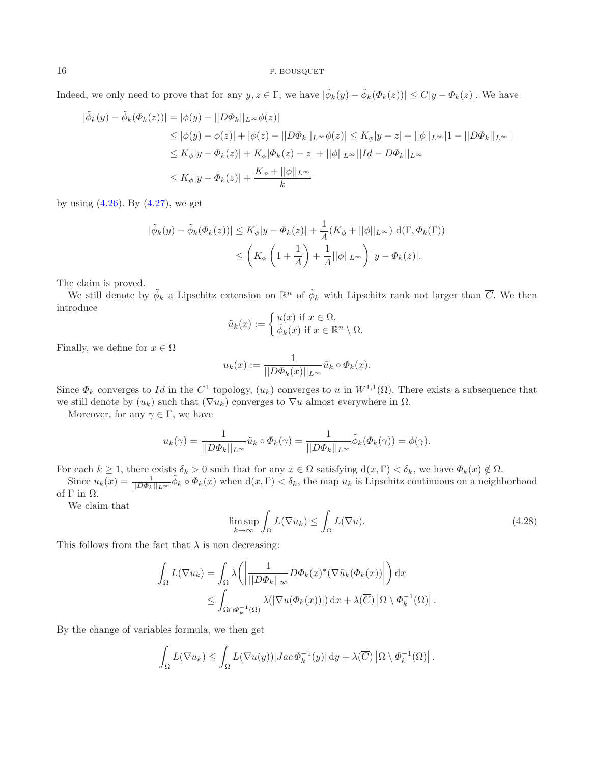Indeed, we only need to prove that for any $y, z \in \Gamma$, we have $|\tilde{\phi}_k(y) - \tilde{\phi}_k(\Phi_k(z))| \leq \overline{C}|y - \Phi_k(z)|$. We have

$$
\begin{aligned}
|\tilde{\phi}_k(y) - \tilde{\phi}_k(\Phi_k(z))| &= |\phi(y) - ||D\Phi_k||_{L^\infty}\phi(z)| \\
&\leq |\phi(y) - \phi(z)| + |\phi(z) - ||D\Phi_k||_{L^\infty}\phi(z)| \leq K_\phi|y - z| + ||\phi||_{L^\infty}|1 - ||D\Phi_k||_{L^\infty}| \\
&\leq K_\phi|y - \Phi_k(z)| + K_\phi|\Phi_k(z) - z| + ||\phi||_{L^\infty}||Id - D\Phi_k||_{L^\infty} \\
&\leq K_\phi|y - \Phi_k(z)| + \frac{K_\phi + ||\phi||_{L^\infty}}{k}
\end{aligned}
$$

by using (4.26). By (4.27), we get

$$
\begin{aligned}
|\tilde{\phi}_k(y) - \tilde{\phi}_k(\Phi_k(z))| &\leq K_\phi|y - \Phi_k(z)| + \frac{1}{A}(K_\phi + ||\phi||_{L^\infty})\ \mathrm{d}(\Gamma, \Phi_k(\Gamma)) \\
&\leq \left(K_\phi\left(1 + \frac{1}{A}\right) + \frac{1}{A}||\phi||_{L^\infty}\right)|y - \Phi_k(z)|.
\end{aligned}
$$

The claim is proved.

We still denote by $\tilde{\phi}_k$ a Lipschitz extension on $\mathbb{R}^n$ of $\tilde{\phi}_k$ with Lipschitz rank not larger than $\overline{C}$. We then introduce

$$
\tilde{u}_k(x) := \begin{cases} u(x) \text{ if } x \in \Omega, \\ \tilde{\phi}_k(x) \text{ if } x \in \mathbb{R}^n \setminus \Omega. \end{cases}
$$

Finally, we define for $x \in \Omega$

$$
u_k(x) := \frac{1}{||D\Phi_k(x)||_{L^\infty}}\tilde{u}_k \circ \Phi_k(x).
$$

Since $\Phi_k$ converges to $Id$ in the $C^1$ topology, $(u_k)$ converges to $u$ in $W^{1,1}(\Omega)$. There exists a subsequence that we still denote by $(u_k)$ such that $(\nabla u_k)$ converges to $\nabla u$ almost everywhere in $\Omega$.

Moreover, for any $\gamma \in \Gamma$, we have

$$
u_k(\gamma) = \frac{1}{||D\Phi_k||_{L^\infty}}\tilde{u}_k \circ \Phi_k(\gamma) = \frac{1}{||D\Phi_k||_{L^\infty}}\tilde{\phi}_k(\Phi_k(\gamma)) = \phi(\gamma).
$$

For each $k \geq 1$, there exists $\delta_k > 0$ such that for any $x \in \Omega$ satisfying $\mathrm{d}(x, \Gamma) < \delta_k$, we have $\Phi_k(x) \notin \Omega$.

Since $u_k(x) = \frac{1}{||D\Phi_k||_{L^\infty}}\tilde{\phi}_k \circ \Phi_k(x)$ when $\mathrm{d}(x, \Gamma) < \delta_k$, the map $u_k$ is Lipschitz continuous on a neighborhood of $\Gamma$ in $\Omega$.

We claim that

$$
\limsup_{k \to \infty} \int_\Omega L(\nabla u_k) \leq \int_\Omega L(\nabla u). \tag{4.28}
$$

This follows from the fact that $\lambda$ is non decreasing:

$$
\begin{aligned}
\int_\Omega L(\nabla u_k) &= \int_\Omega \lambda\left(\left|\frac{1}{||D\Phi_k||_\infty}D\Phi_k(x)^*(\nabla\tilde{u}_k(\Phi_k(x))\right|\right)\mathrm{d}x \\
&\leq \int_{\Omega \cap \Phi_k^{-1}(\Omega)} \lambda(|\nabla u(\Phi_k(x))|)\,\mathrm{d}x + \lambda(\overline{C})\left|\Omega \setminus \Phi_k^{-1}(\Omega)\right|.
\end{aligned}
$$

By the change of variables formula, we then get

$$
\int_\Omega L(\nabla u_k) \leq \int_\Omega L(\nabla u(y))|Jac\,\Phi_k^{-1}(y)|\,\mathrm{d}y + \lambda(\overline{C})\left|\Omega \setminus \Phi_k^{-1}(\Omega)\right|.
$$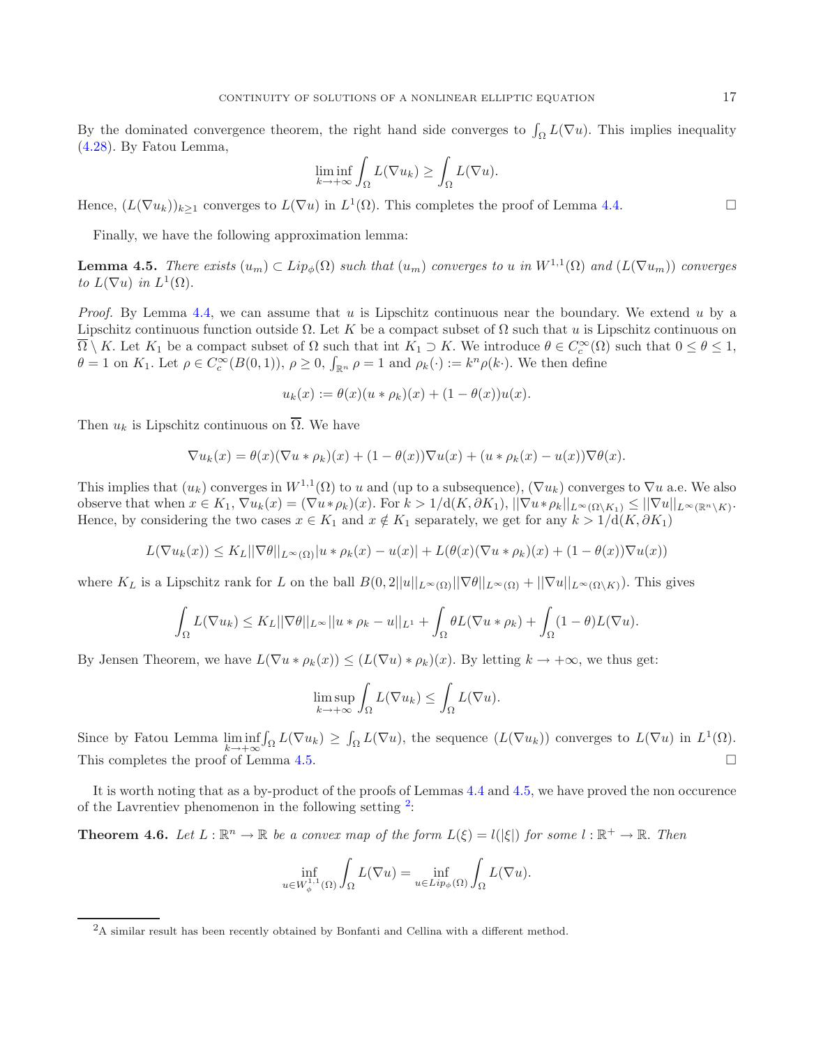By the dominated convergence theorem, the right hand side converges to $\int_\Omega L(\nabla u)$. This implies inequality (4.28). By Fatou Lemma,

$$\liminf_{k\to+\infty}\int_\Omega L(\nabla u_k)\geq \int_\Omega L(\nabla u).$$

Hence, $(L(\nabla u_k))_{k\geq 1}$ converges to $L(\nabla u)$ in $L^1(\Omega)$. This completes the proof of Lemma 4.4. $\square$

Finally, we have the following approximation lemma:

**Lemma 4.5.** *There exists $(u_m)\subset Lip_\phi(\Omega)$ such that $(u_m)$ converges to $u$ in $W^{1,1}(\Omega)$ and $(L(\nabla u_m))$ converges to $L(\nabla u)$ in $L^1(\Omega)$.*

*Proof.* By Lemma 4.4, we can assume that $u$ is Lipschitz continuous near the boundary. We extend $u$ by a Lipschitz continuous function outside $\Omega$. Let $K$ be a compact subset of $\Omega$ such that $u$ is Lipschitz continuous on $\overline{\Omega}\setminus K$. Let $K_1$ be a compact subset of $\Omega$ such that int $K_1\supset K$. We introduce $\theta\in C_c^\infty(\Omega)$ such that $0\leq\theta\leq 1$, $\theta=1$ on $K_1$. Let $\rho\in C_c^\infty(B(0,1))$, $\rho\geq 0$, $\int_{\mathbb{R}^n}\rho=1$ and $\rho_k(\cdot):=k^n\rho(k\cdot)$. We then define

$$u_k(x):=\theta(x)(u*\rho_k)(x)+(1-\theta(x))u(x).$$

Then $u_k$ is Lipschitz continuous on $\overline{\Omega}$. We have

$$\nabla u_k(x)=\theta(x)(\nabla u*\rho_k)(x)+(1-\theta(x))\nabla u(x)+(u*\rho_k(x)-u(x))\nabla\theta(x).$$

This implies that $(u_k)$ converges in $W^{1,1}(\Omega)$ to $u$ and (up to a subsequence), $(\nabla u_k)$ converges to $\nabla u$ a.e. We also observe that when $x\in K_1$, $\nabla u_k(x)=(\nabla u*\rho_k)(x)$. For $k>1/\mathrm{d}(K,\partial K_1)$, $||\nabla u*\rho_k||_{L^\infty(\Omega\setminus K_1)}\leq||\nabla u||_{L^\infty(\mathbb{R}^n\setminus K)}$. Hence, by considering the two cases $x\in K_1$ and $x\notin K_1$ separately, we get for any $k>1/\mathrm{d}(K,\partial K_1)$

$$L(\nabla u_k(x))\leq K_L||\nabla\theta||_{L^\infty(\Omega)}|u*\rho_k(x)-u(x)|+L(\theta(x)(\nabla u*\rho_k)(x)+(1-\theta(x))\nabla u(x))$$

where $K_L$ is a Lipschitz rank for $L$ on the ball $B(0,2||u||_{L^\infty(\Omega)}||\nabla\theta||_{L^\infty(\Omega)}+||\nabla u||_{L^\infty(\Omega\setminus K)})$. This gives

$$\int_\Omega L(\nabla u_k)\leq K_L||\nabla\theta||_{L^\infty}||u*\rho_k-u||_{L^1}+\int_\Omega\theta L(\nabla u*\rho_k)+\int_\Omega(1-\theta)L(\nabla u).$$

By Jensen Theorem, we have $L(\nabla u*\rho_k(x))\leq(L(\nabla u)*\rho_k)(x)$. By letting $k\to+\infty$, we thus get:

$$\limsup_{k\to+\infty}\int_\Omega L(\nabla u_k)\leq\int_\Omega L(\nabla u).$$

Since by Fatou Lemma $\liminf_{k\to+\infty}\int_\Omega L(\nabla u_k)\geq\int_\Omega L(\nabla u)$, the sequence $(L(\nabla u_k))$ converges to $L(\nabla u)$ in $L^1(\Omega)$. This completes the proof of Lemma 4.5. $\square$

It is worth noting that as a by-product of the proofs of Lemmas 4.4 and 4.5, we have proved the non occurence of the Lavrentiev phenomenon in the following setting [2]:

**Theorem 4.6.** *Let $L:\mathbb{R}^n\to\mathbb{R}$ be a convex map of the form $L(\xi)=l(|\xi|)$ for some $l:\mathbb{R}^+\to\mathbb{R}$. Then*

$$\inf_{u\in W^{1,1}_\phi(\Omega)}\int_\Omega L(\nabla u)=\inf_{u\in Lip_\phi(\Omega)}\int_\Omega L(\nabla u).$$

[2] A similar result has been recently obtained by Bonfanti and Cellina with a different method.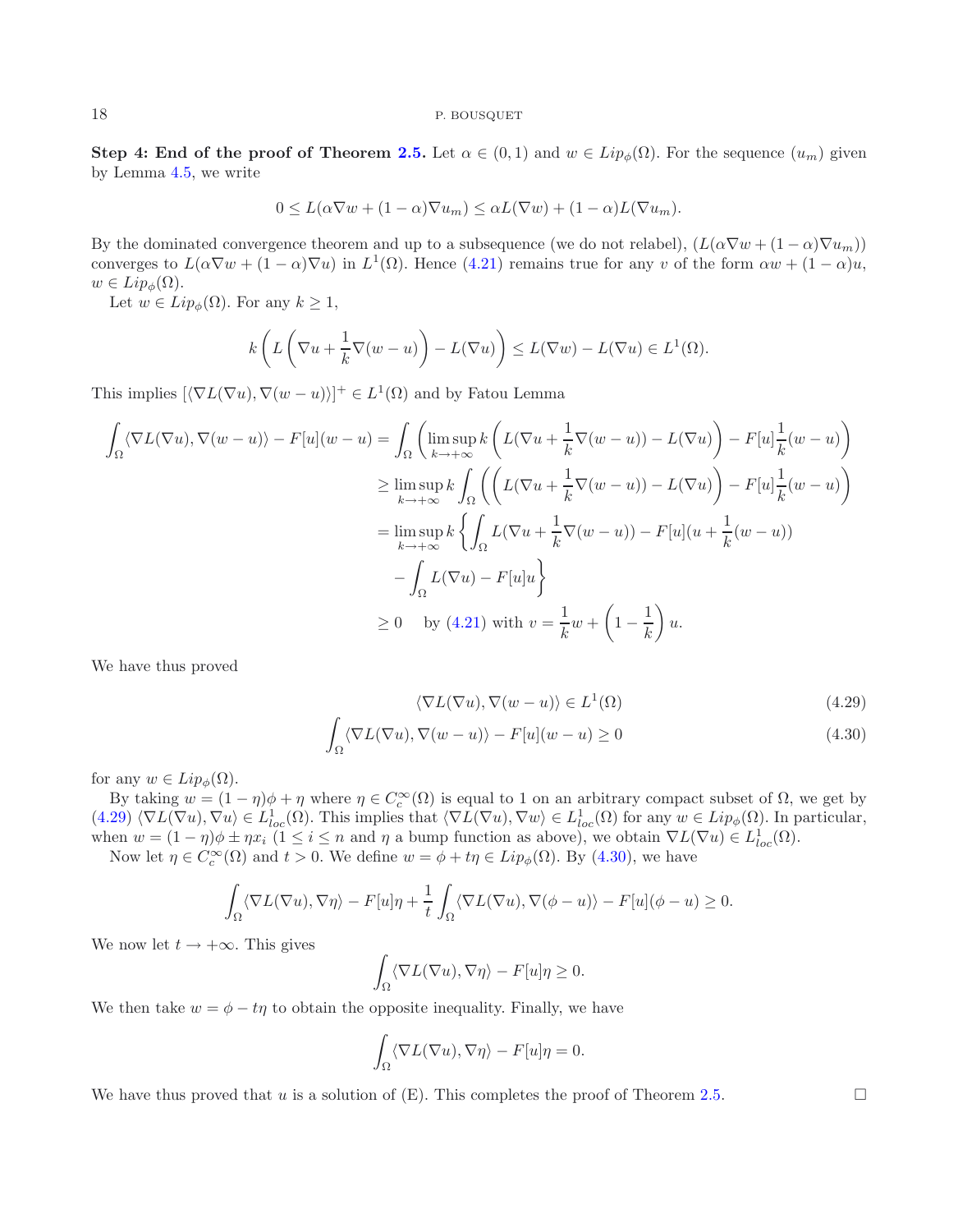**Step 4: End of the proof of Theorem 2.5.** Let $\alpha \in (0,1)$ and $w \in Lip_\phi(\Omega)$. For the sequence $(u_m)$ given by Lemma 4.5, we write

$$0 \le L(\alpha \nabla w + (1-\alpha)\nabla u_m) \le \alpha L(\nabla w) + (1-\alpha) L(\nabla u_m).$$

By the dominated convergence theorem and up to a subsequence (we do not relabel), $(L(\alpha \nabla w + (1-\alpha)\nabla u_m))$ converges to $L(\alpha \nabla w + (1-\alpha)\nabla u)$ in $L^1(\Omega)$. Hence (4.21) remains true for any $v$ of the form $\alpha w + (1-\alpha) u$, $w \in Lip_\phi(\Omega)$.

Let $w \in Lip_\phi(\Omega)$. For any $k \ge 1$,

$$k\left(L\left(\nabla u + \frac{1}{k}\nabla (w-u)\right) - L(\nabla u)\right) \le L(\nabla w) - L(\nabla u) \in L^1(\Omega).$$

This implies $[\langle \nabla L(\nabla u), \nabla(w-u)\rangle]^+ \in L^1(\Omega)$ and by Fatou Lemma

$$\begin{aligned}
\int_\Omega \langle \nabla L(\nabla u), \nabla(w-u)\rangle - F[u](w-u) &= \int_\Omega \left(\limsup_{k\to+\infty} k\left(L(\nabla u + \frac{1}{k}\nabla(w-u)) - L(\nabla u)\right) - F[u]\frac{1}{k}(w-u)\right)\\
&\ge \limsup_{k\to+\infty} k \int_\Omega \left(\left(L(\nabla u + \frac{1}{k}\nabla(w-u)) - L(\nabla u)\right) - F[u]\frac{1}{k}(w-u)\right)\\
&= \limsup_{k\to+\infty} k \left\{ \int_\Omega L(\nabla u + \frac{1}{k}\nabla(w-u)) - F[u](u + \frac{1}{k}(w-u)) \right.\\
&\qquad \left. - \int_\Omega L(\nabla u) - F[u]u \right\}\\
&\ge 0 \quad \text{by (4.21) with } v = \frac{1}{k}w + \left(1 - \frac{1}{k}\right)u.
\end{aligned}$$

We have thus proved

$$\langle \nabla L(\nabla u), \nabla(w-u)\rangle \in L^1(\Omega) \tag{4.29}$$

$$\int_\Omega \langle \nabla L(\nabla u), \nabla(w-u)\rangle - F[u](w-u) \ge 0 \tag{4.30}$$

for any $w \in Lip_\phi(\Omega)$.

By taking $w = (1-\eta)\phi + \eta$ where $\eta \in C_c^\infty(\Omega)$ is equal to 1 on an arbitrary compact subset of $\Omega$, we get by (4.29) $\langle \nabla L(\nabla u), \nabla u\rangle \in L^1_{loc}(\Omega)$. This implies that $\langle \nabla L(\nabla u), \nabla w\rangle \in L^1_{loc}(\Omega)$ for any $w \in Lip_\phi(\Omega)$. In particular, when $w = (1-\eta)\phi \pm \eta x_i$ ($1 \le i \le n$ and $\eta$ a bump function as above), we obtain $\nabla L(\nabla u) \in L^1_{loc}(\Omega)$.

Now let $\eta \in C_c^\infty(\Omega)$ and $t > 0$. We define $w = \phi + t\eta \in Lip_\phi(\Omega)$. By (4.30), we have

$$\int_\Omega \langle \nabla L(\nabla u), \nabla \eta\rangle - F[u]\eta + \frac{1}{t}\int_\Omega \langle \nabla L(\nabla u), \nabla(\phi - u)\rangle - F[u](\phi - u) \ge 0.$$

We now let $t \to +\infty$. This gives

$$\int_\Omega \langle \nabla L(\nabla u), \nabla \eta\rangle - F[u]\eta \ge 0.$$

We then take $w = \phi - t\eta$ to obtain the opposite inequality. Finally, we have

$$\int_\Omega \langle \nabla L(\nabla u), \nabla \eta\rangle - F[u]\eta = 0.$$

We have thus proved that $u$ is a solution of (E). This completes the proof of Theorem 2.5. $\square$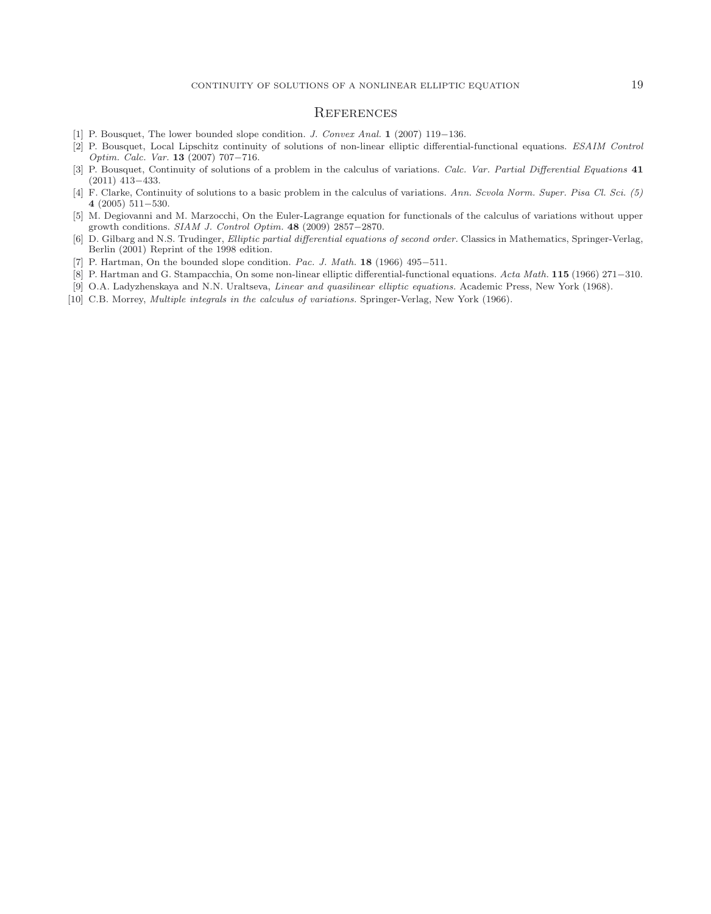## References

[1] P. Bousquet, The lower bounded slope condition. *J. Convex Anal.* **1** (2007) 119−136.

[2] P. Bousquet, Local Lipschitz continuity of solutions of non-linear elliptic differential-functional equations. *ESAIM Control Optim. Calc. Var.* **13** (2007) 707−716.

[3] P. Bousquet, Continuity of solutions of a problem in the calculus of variations. *Calc. Var. Partial Differential Equations* **41** (2011) 413−433.

[4] F. Clarke, Continuity of solutions to a basic problem in the calculus of variations. *Ann. Scvola Norm. Super. Pisa Cl. Sci. (5)* **4** (2005) 511−530.

[5] M. Degiovanni and M. Marzocchi, On the Euler-Lagrange equation for functionals of the calculus of variations without upper growth conditions. *SIAM J. Control Optim.* **48** (2009) 2857−2870.

[6] D. Gilbarg and N.S. Trudinger, *Elliptic partial differential equations of second order*. Classics in Mathematics, Springer-Verlag, Berlin (2001) Reprint of the 1998 edition.

[7] P. Hartman, On the bounded slope condition. *Pac. J. Math.* **18** (1966) 495−511.

[8] P. Hartman and G. Stampacchia, On some non-linear elliptic differential-functional equations. *Acta Math.* **115** (1966) 271−310.

[9] O.A. Ladyzhenskaya and N.N. Uraltseva, *Linear and quasilinear elliptic equations*. Academic Press, New York (1968).

[10] C.B. Morrey, *Multiple integrals in the calculus of variations.* Springer-Verlag, New York (1966).